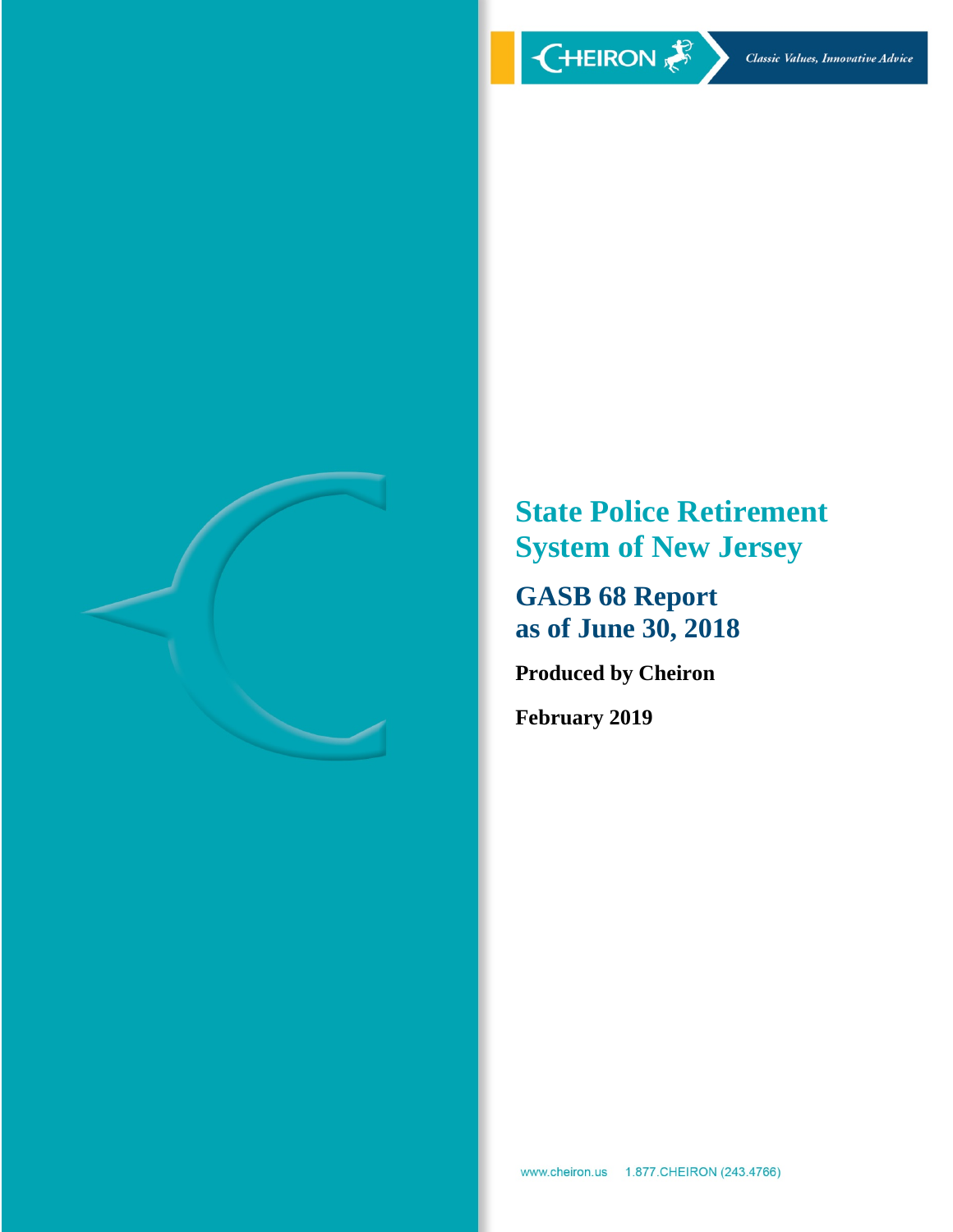CHEIRON *Classic Values, Innovative Advice*

# State Police Retirement System of New Jersey

## GASB 68 Report as of June 30, 2018

**Produced by Cheiron**

**February 2019**

www.cheiron.us 1.877.CHEIRON (243.4766)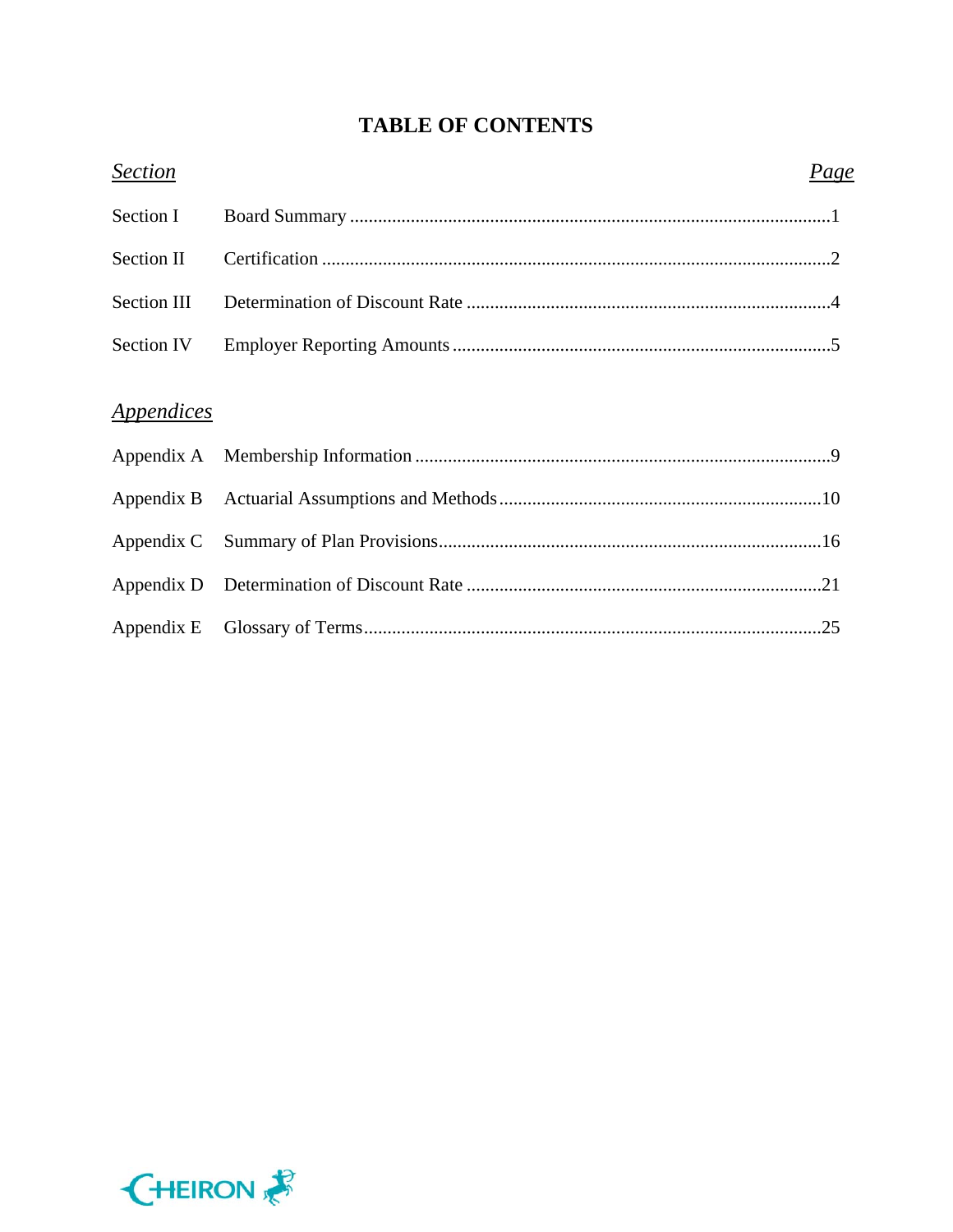# TABLE OF CONTENTS

| *Section* | | *Page* |
|---|---|---|
| Section I | Board Summary | 1 |
| Section II | Certification | 2 |
| Section III | Determination of Discount Rate | 4 |
| Section IV | Employer Reporting Amounts | 5 |

| *Appendices* | | |
|---|---|---|
| Appendix A | Membership Information | 9 |
| Appendix B | Actuarial Assumptions and Methods | 10 |
| Appendix C | Summary of Plan Provisions | 16 |
| Appendix D | Determination of Discount Rate | 21 |
| Appendix E | Glossary of Terms | 25 |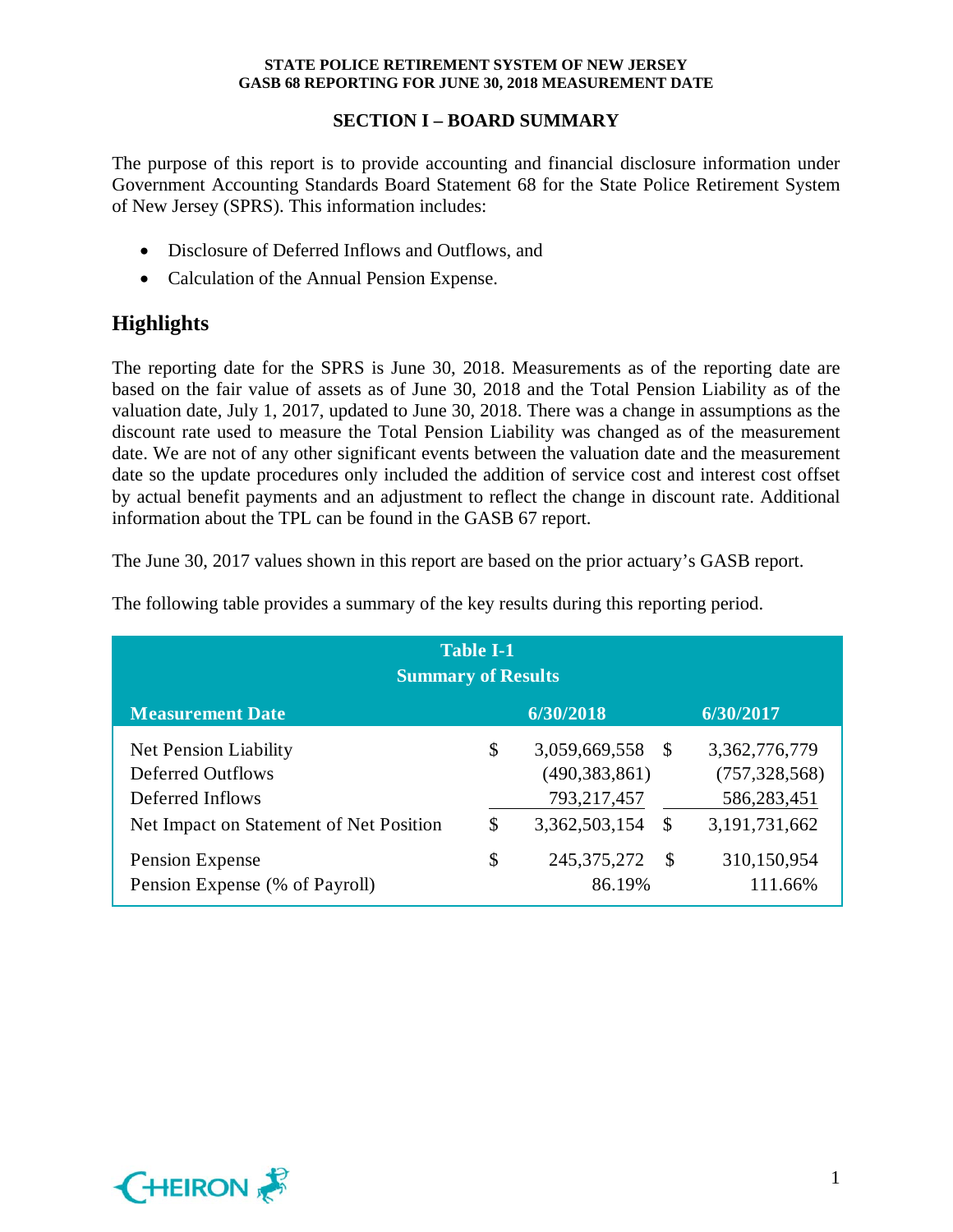## SECTION I – BOARD SUMMARY

The purpose of this report is to provide accounting and financial disclosure information under Government Accounting Standards Board Statement 68 for the State Police Retirement System of New Jersey (SPRS). This information includes:

- Disclosure of Deferred Inflows and Outflows, and
- Calculation of the Annual Pension Expense.

## Highlights

The reporting date for the SPRS is June 30, 2018. Measurements as of the reporting date are based on the fair value of assets as of June 30, 2018 and the Total Pension Liability as of the valuation date, July 1, 2017, updated to June 30, 2018. There was a change in assumptions as the discount rate used to measure the Total Pension Liability was changed as of the measurement date. We are not of any other significant events between the valuation date and the measurement date so the update procedures only included the addition of service cost and interest cost offset by actual benefit payments and an adjustment to reflect the change in discount rate. Additional information about the TPL can be found in the GASB 67 report.

The June 30, 2017 values shown in this report are based on the prior actuary's GASB report.

The following table provides a summary of the key results during this reporting period.

**Table I-1**
**Summary of Results**

| Measurement Date | 6/30/2018 | 6/30/2017 |
|---|---|---|
| Net Pension Liability | $ 3,059,669,558 | $ 3,362,776,779 |
| Deferred Outflows | (490,383,861) | (757,328,568) |
| Deferred Inflows | 793,217,457 | 586,283,451 |
| Net Impact on Statement of Net Position | $ 3,362,503,154 | $ 3,191,731,662 |
| Pension Expense | $ 245,375,272 | $ 310,150,954 |
| Pension Expense (% of Payroll) | 86.19% | 111.66% |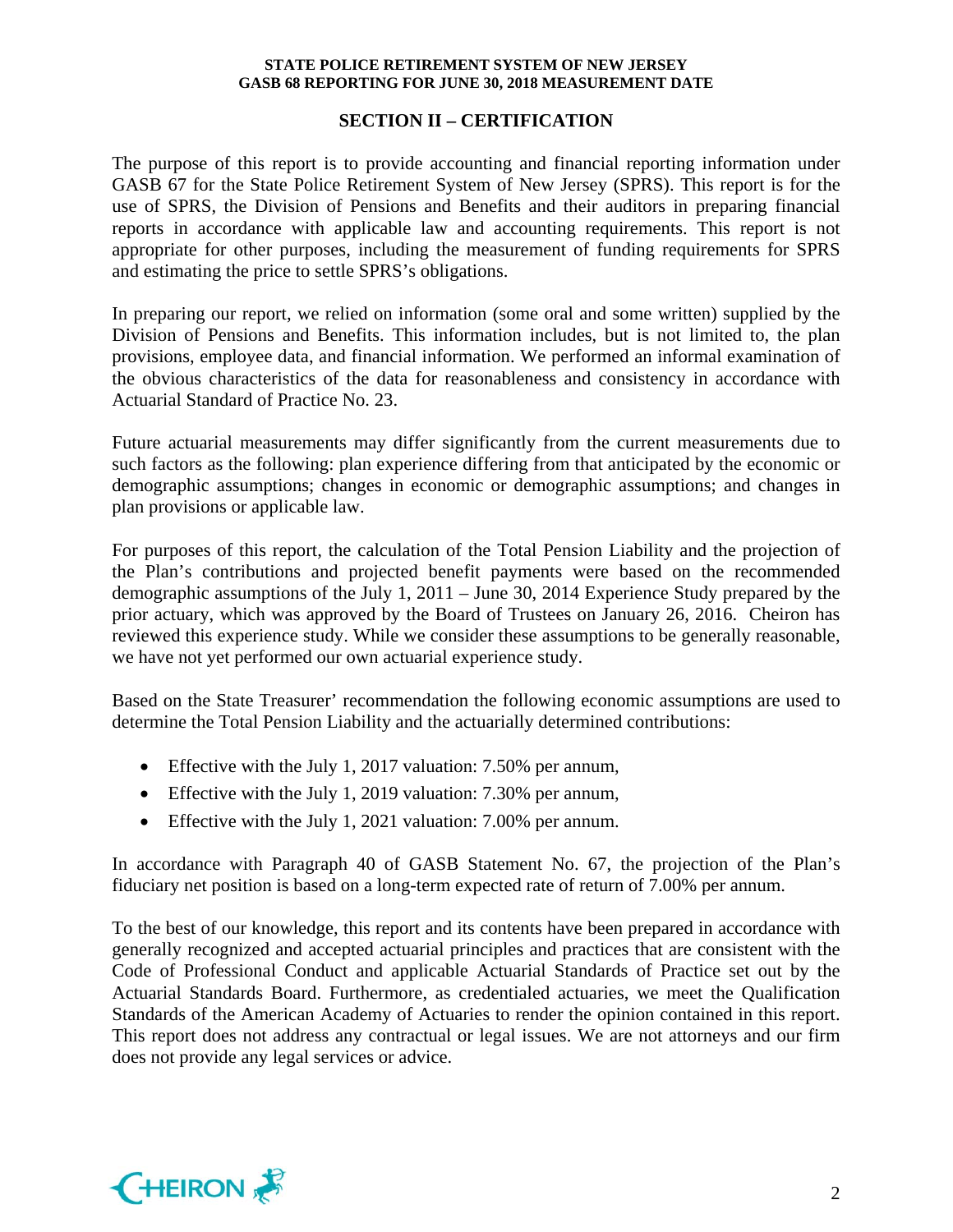## SECTION II – CERTIFICATION

The purpose of this report is to provide accounting and financial reporting information under GASB 67 for the State Police Retirement System of New Jersey (SPRS). This report is for the use of SPRS, the Division of Pensions and Benefits and their auditors in preparing financial reports in accordance with applicable law and accounting requirements. This report is not appropriate for other purposes, including the measurement of funding requirements for SPRS and estimating the price to settle SPRS's obligations.

In preparing our report, we relied on information (some oral and some written) supplied by the Division of Pensions and Benefits. This information includes, but is not limited to, the plan provisions, employee data, and financial information. We performed an informal examination of the obvious characteristics of the data for reasonableness and consistency in accordance with Actuarial Standard of Practice No. 23.

Future actuarial measurements may differ significantly from the current measurements due to such factors as the following: plan experience differing from that anticipated by the economic or demographic assumptions; changes in economic or demographic assumptions; and changes in plan provisions or applicable law.

For purposes of this report, the calculation of the Total Pension Liability and the projection of the Plan's contributions and projected benefit payments were based on the recommended demographic assumptions of the July 1, 2011 – June 30, 2014 Experience Study prepared by the prior actuary, which was approved by the Board of Trustees on January 26, 2016. Cheiron has reviewed this experience study. While we consider these assumptions to be generally reasonable, we have not yet performed our own actuarial experience study.

Based on the State Treasurer' recommendation the following economic assumptions are used to determine the Total Pension Liability and the actuarially determined contributions:

- Effective with the July 1, 2017 valuation: 7.50% per annum,
- Effective with the July 1, 2019 valuation: 7.30% per annum,
- Effective with the July 1, 2021 valuation: 7.00% per annum.

In accordance with Paragraph 40 of GASB Statement No. 67, the projection of the Plan's fiduciary net position is based on a long-term expected rate of return of 7.00% per annum.

To the best of our knowledge, this report and its contents have been prepared in accordance with generally recognized and accepted actuarial principles and practices that are consistent with the Code of Professional Conduct and applicable Actuarial Standards of Practice set out by the Actuarial Standards Board. Furthermore, as credentialed actuaries, we meet the Qualification Standards of the American Academy of Actuaries to render the opinion contained in this report. This report does not address any contractual or legal issues. We are not attorneys and our firm does not provide any legal services or advice.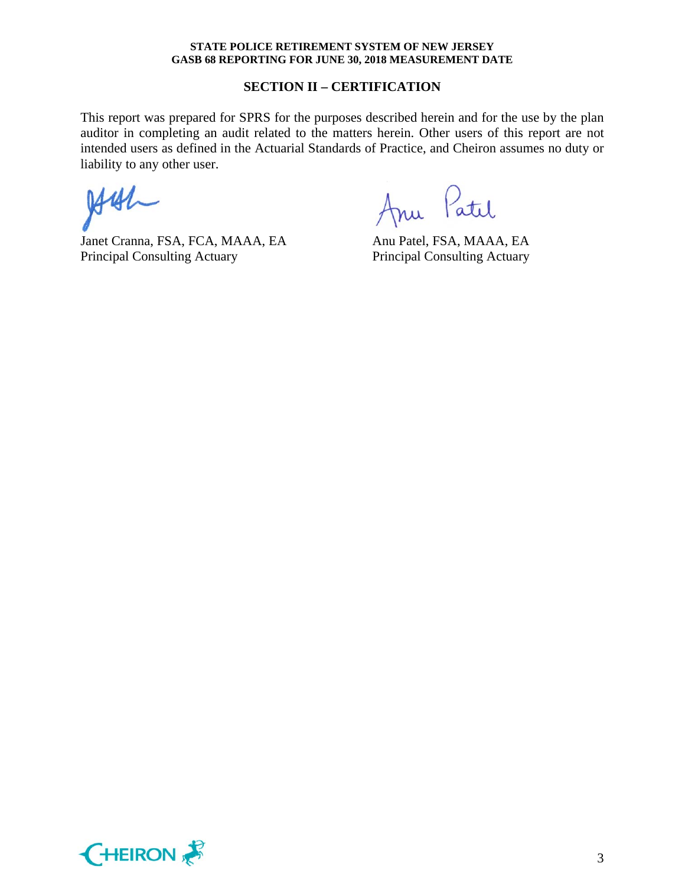## SECTION II – CERTIFICATION

This report was prepared for SPRS for the purposes described herein and for the use by the plan auditor in completing an audit related to the matters herein. Other users of this report are not intended users as defined in the Actuarial Standards of Practice, and Cheiron assumes no duty or liability to any other user.

Janet Cranna, FSA, FCA, MAAA, EA
Principal Consulting Actuary

Anu Patel, FSA, MAAA, EA
Principal Consulting Actuary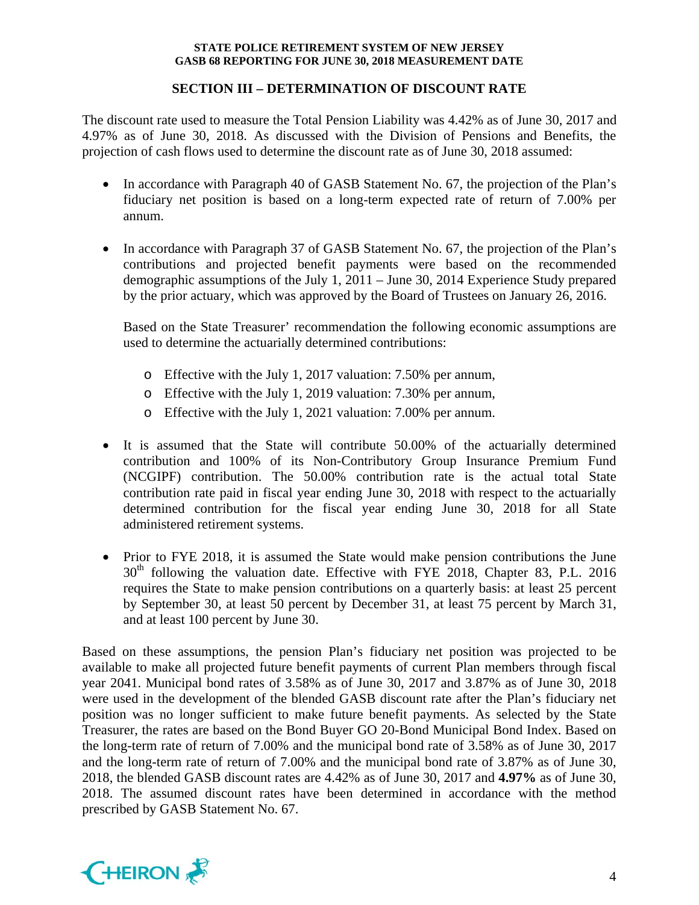## SECTION III – DETERMINATION OF DISCOUNT RATE

The discount rate used to measure the Total Pension Liability was 4.42% as of June 30, 2017 and 4.97% as of June 30, 2018. As discussed with the Division of Pensions and Benefits, the projection of cash flows used to determine the discount rate as of June 30, 2018 assumed:

- In accordance with Paragraph 40 of GASB Statement No. 67, the projection of the Plan's fiduciary net position is based on a long-term expected rate of return of 7.00% per annum.

- In accordance with Paragraph 37 of GASB Statement No. 67, the projection of the Plan's contributions and projected benefit payments were based on the recommended demographic assumptions of the July 1, 2011 – June 30, 2014 Experience Study prepared by the prior actuary, which was approved by the Board of Trustees on January 26, 2016.

  Based on the State Treasurer' recommendation the following economic assumptions are used to determine the actuarially determined contributions:

  - Effective with the July 1, 2017 valuation: 7.50% per annum,
  - Effective with the July 1, 2019 valuation: 7.30% per annum,
  - Effective with the July 1, 2021 valuation: 7.00% per annum.

- It is assumed that the State will contribute 50.00% of the actuarially determined contribution and 100% of its Non-Contributory Group Insurance Premium Fund (NCGIPF) contribution. The 50.00% contribution rate is the actual total State contribution rate paid in fiscal year ending June 30, 2018 with respect to the actuarially determined contribution for the fiscal year ending June 30, 2018 for all State administered retirement systems.

- Prior to FYE 2018, it is assumed the State would make pension contributions the June 30th following the valuation date. Effective with FYE 2018, Chapter 83, P.L. 2016 requires the State to make pension contributions on a quarterly basis: at least 25 percent by September 30, at least 50 percent by December 31, at least 75 percent by March 31, and at least 100 percent by June 30.

Based on these assumptions, the pension Plan's fiduciary net position was projected to be available to make all projected future benefit payments of current Plan members through fiscal year 2041. Municipal bond rates of 3.58% as of June 30, 2017 and 3.87% as of June 30, 2018 were used in the development of the blended GASB discount rate after the Plan's fiduciary net position was no longer sufficient to make future benefit payments. As selected by the State Treasurer, the rates are based on the Bond Buyer GO 20-Bond Municipal Bond Index. Based on the long-term rate of return of 7.00% and the municipal bond rate of 3.58% as of June 30, 2017 and the long-term rate of return of 7.00% and the municipal bond rate of 3.87% as of June 30, 2018, the blended GASB discount rates are 4.42% as of June 30, 2017 and **4.97%** as of June 30, 2018. The assumed discount rates have been determined in accordance with the method prescribed by GASB Statement No. 67.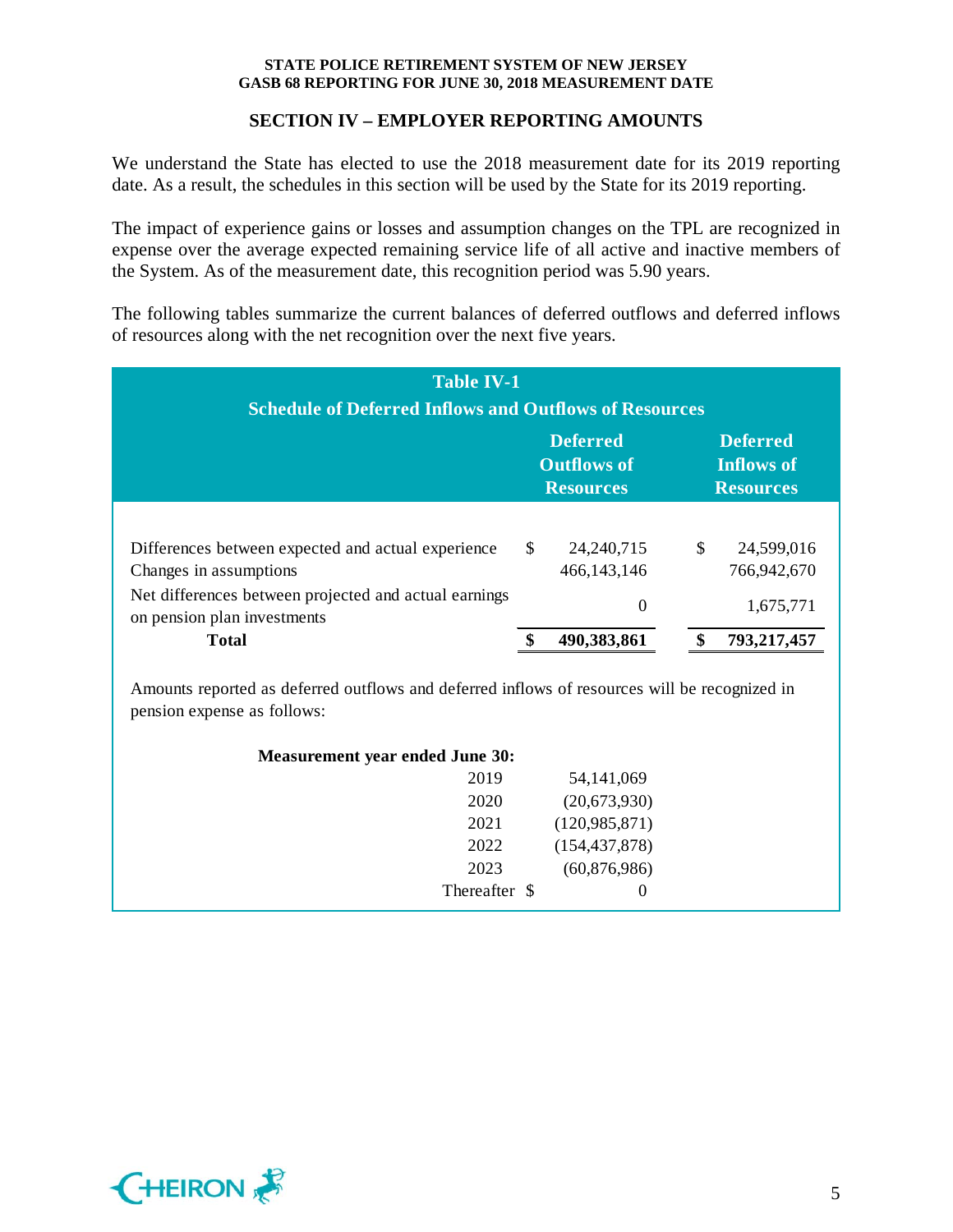## SECTION IV – EMPLOYER REPORTING AMOUNTS

We understand the State has elected to use the 2018 measurement date for its 2019 reporting date. As a result, the schedules in this section will be used by the State for its 2019 reporting.

The impact of experience gains or losses and assumption changes on the TPL are recognized in expense over the average expected remaining service life of all active and inactive members of the System. As of the measurement date, this recognition period was 5.90 years.

The following tables summarize the current balances of deferred outflows and deferred inflows of resources along with the net recognition over the next five years.

**Table IV-1**
**Schedule of Deferred Inflows and Outflows of Resources**

| | Deferred Outflows of Resources | Deferred Inflows of Resources |
|---|---|---|
| Differences between expected and actual experience | $ 24,240,715 | $ 24,599,016 |
| Changes in assumptions | 466,143,146 | 766,942,670 |
| Net differences between projected and actual earnings on pension plan investments | 0 | 1,675,771 |
| **Total** | **$ 490,383,861** | **$ 793,217,457** |

Amounts reported as deferred outflows and deferred inflows of resources will be recognized in pension expense as follows:

| Measurement year ended June 30: | |
|---|---|
| 2019 | 54,141,069 |
| 2020 | (20,673,930) |
| 2021 | (120,985,871) |
| 2022 | (154,437,878) |
| 2023 | (60,876,986) |
| Thereafter | $ 0 |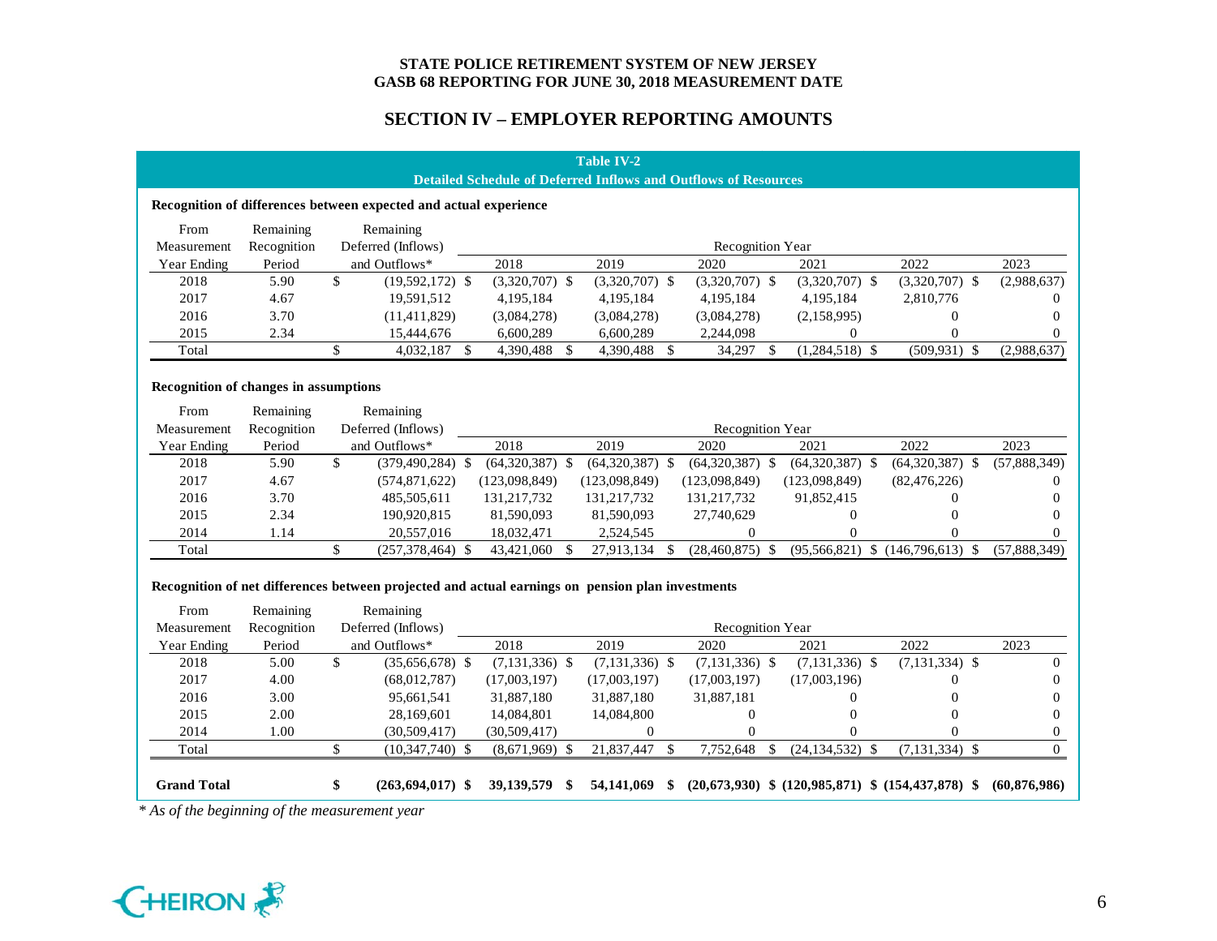STATE POLICE RETIREMENT SYSTEM OF NEW JERSEY
GASB 68 REPORTING FOR JUNE 30, 2018 MEASUREMENT DATE

## SECTION IV – EMPLOYER REPORTING AMOUNTS

### Table IV-2
### Detailed Schedule of Deferred Inflows and Outflows of Resources

**Recognition of differences between expected and actual experience**

| From Measurement Year Ending | Remaining Recognition Period | Remaining Deferred (Inflows) and Outflows* | Recognition Year 2018 | 2019 | 2020 | 2021 | 2022 | 2023 |
|---|---|---|---|---|---|---|---|---|
| 2018 | 5.90 | $ (19,592,172) | $ (3,320,707) | $ (3,320,707) | $ (3,320,707) | $ (3,320,707) | $ (3,320,707) | $ (2,988,637) |
| 2017 | 4.67 | 19,591,512 | 4,195,184 | 4,195,184 | 4,195,184 | 4,195,184 | 2,810,776 | 0 |
| 2016 | 3.70 | (11,411,829) | (3,084,278) | (3,084,278) | (3,084,278) | (2,158,995) | 0 | 0 |
| 2015 | 2.34 | 15,444,676 | 6,600,289 | 6,600,289 | 2,244,098 | 0 | 0 | 0 |
| Total | | $ 4,032,187 | $ 4,390,488 | $ 4,390,488 | $ 34,297 | $ (1,284,518) | $ (509,931) | $ (2,988,637) |

**Recognition of changes in assumptions**

| From Measurement Year Ending | Remaining Recognition Period | Remaining Deferred (Inflows) and Outflows* | Recognition Year 2018 | 2019 | 2020 | 2021 | 2022 | 2023 |
|---|---|---|---|---|---|---|---|---|
| 2018 | 5.90 | $ (379,490,284) | $ (64,320,387) | $ (64,320,387) | $ (64,320,387) | $ (64,320,387) | $ (64,320,387) | $ (57,888,349) |
| 2017 | 4.67 | (574,871,622) | (123,098,849) | (123,098,849) | (123,098,849) | (123,098,849) | (82,476,226) | 0 |
| 2016 | 3.70 | 485,505,611 | 131,217,732 | 131,217,732 | 131,217,732 | 91,852,415 | 0 | 0 |
| 2015 | 2.34 | 190,920,815 | 81,590,093 | 81,590,093 | 27,740,629 | 0 | 0 | 0 |
| 2014 | 1.14 | 20,557,016 | 18,032,471 | 2,524,545 | 0 | 0 | 0 | 0 |
| Total | | $ (257,378,464) | $ 43,421,060 | $ 27,913,134 | $ (28,460,875) | $ (95,566,821) | $ (146,796,613) | $ (57,888,349) |

**Recognition of net differences between projected and actual earnings on pension plan investments**

| From Measurement Year Ending | Remaining Recognition Period | Remaining Deferred (Inflows) and Outflows* | Recognition Year 2018 | 2019 | 2020 | 2021 | 2022 | 2023 |
|---|---|---|---|---|---|---|---|---|
| 2018 | 5.00 | $ (35,656,678) | $ (7,131,336) | $ (7,131,336) | $ (7,131,336) | $ (7,131,336) | $ (7,131,334) | $ 0 |
| 2017 | 4.00 | (68,012,787) | (17,003,197) | (17,003,197) | (17,003,197) | (17,003,196) | 0 | 0 |
| 2016 | 3.00 | 95,661,541 | 31,887,180 | 31,887,180 | 31,887,181 | 0 | 0 | 0 |
| 2015 | 2.00 | 28,169,601 | 14,084,801 | 14,084,800 | 0 | 0 | 0 | 0 |
| 2014 | 1.00 | (30,509,417) | (30,509,417) | 0 | 0 | 0 | 0 | 0 |
| Total | | $ (10,347,740) | $ (8,671,969) | $ 21,837,447 | $ 7,752,648 | $ (24,134,532) | $ (7,131,334) | $ 0 |
| **Grand Total** | | **$ (263,694,017)** | **$ 39,139,579** | **$ 54,141,069** | **$ (20,673,930)** | **$ (120,985,871)** | **$ (154,437,878)** | **$ (60,876,986)** |

*\* As of the beginning of the measurement year*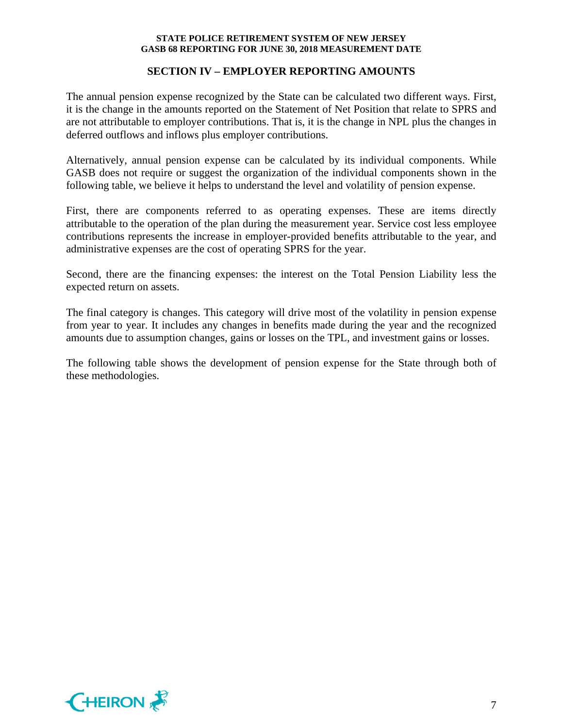## SECTION IV – EMPLOYER REPORTING AMOUNTS

The annual pension expense recognized by the State can be calculated two different ways. First, it is the change in the amounts reported on the Statement of Net Position that relate to SPRS and are not attributable to employer contributions. That is, it is the change in NPL plus the changes in deferred outflows and inflows plus employer contributions.

Alternatively, annual pension expense can be calculated by its individual components. While GASB does not require or suggest the organization of the individual components shown in the following table, we believe it helps to understand the level and volatility of pension expense.

First, there are components referred to as operating expenses. These are items directly attributable to the operation of the plan during the measurement year. Service cost less employee contributions represents the increase in employer-provided benefits attributable to the year, and administrative expenses are the cost of operating SPRS for the year.

Second, there are the financing expenses: the interest on the Total Pension Liability less the expected return on assets.

The final category is changes. This category will drive most of the volatility in pension expense from year to year. It includes any changes in benefits made during the year and the recognized amounts due to assumption changes, gains or losses on the TPL, and investment gains or losses.

The following table shows the development of pension expense for the State through both of these methodologies.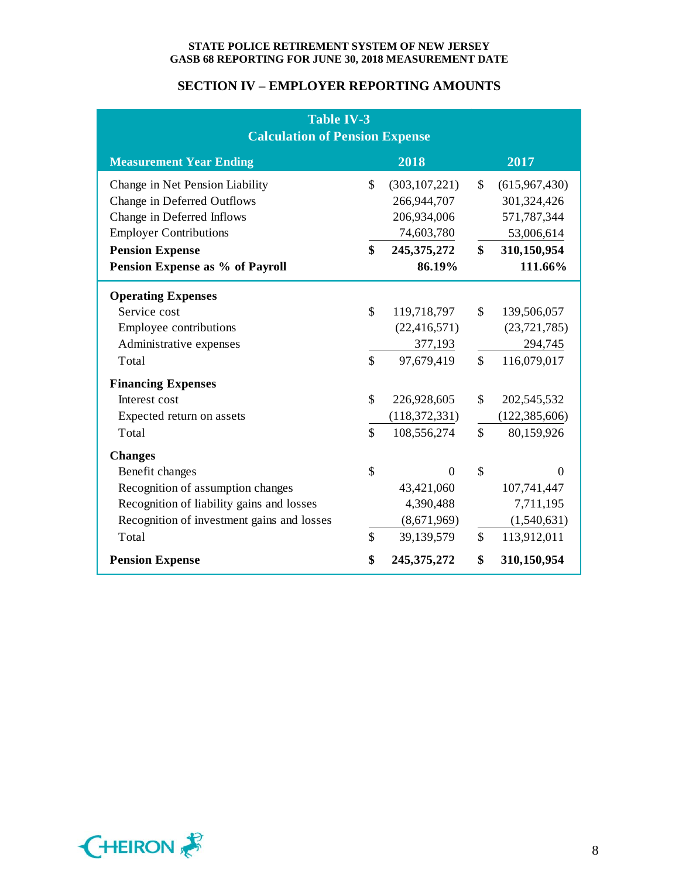## SECTION IV – EMPLOYER REPORTING AMOUNTS

**Table IV-3**
**Calculation of Pension Expense**

| Measurement Year Ending | 2018 | 2017 |
|---|---|---|
| Change in Net Pension Liability | $ (303,107,221) | $ (615,967,430) |
| Change in Deferred Outflows | 266,944,707 | 301,324,426 |
| Change in Deferred Inflows | 206,934,006 | 571,787,344 |
| Employer Contributions | 74,603,780 | 53,006,614 |
| **Pension Expense** | **$ 245,375,272** | **$ 310,150,954** |
| **Pension Expense as % of Payroll** | **86.19%** | **111.66%** |
| **Operating Expenses** | | |
| Service cost | $ 119,718,797 | $ 139,506,057 |
| Employee contributions | (22,416,571) | (23,721,785) |
| Administrative expenses | 377,193 | 294,745 |
| Total | $ 97,679,419 | $ 116,079,017 |
| **Financing Expenses** | | |
| Interest cost | $ 226,928,605 | $ 202,545,532 |
| Expected return on assets | (118,372,331) | (122,385,606) |
| Total | $ 108,556,274 | $ 80,159,926 |
| **Changes** | | |
| Benefit changes | $ 0 | $ 0 |
| Recognition of assumption changes | 43,421,060 | 107,741,447 |
| Recognition of liability gains and losses | 4,390,488 | 7,711,195 |
| Recognition of investment gains and losses | (8,671,969) | (1,540,631) |
| Total | $ 39,139,579 | $ 113,912,011 |
| **Pension Expense** | **$ 245,375,272** | **$ 310,150,954** |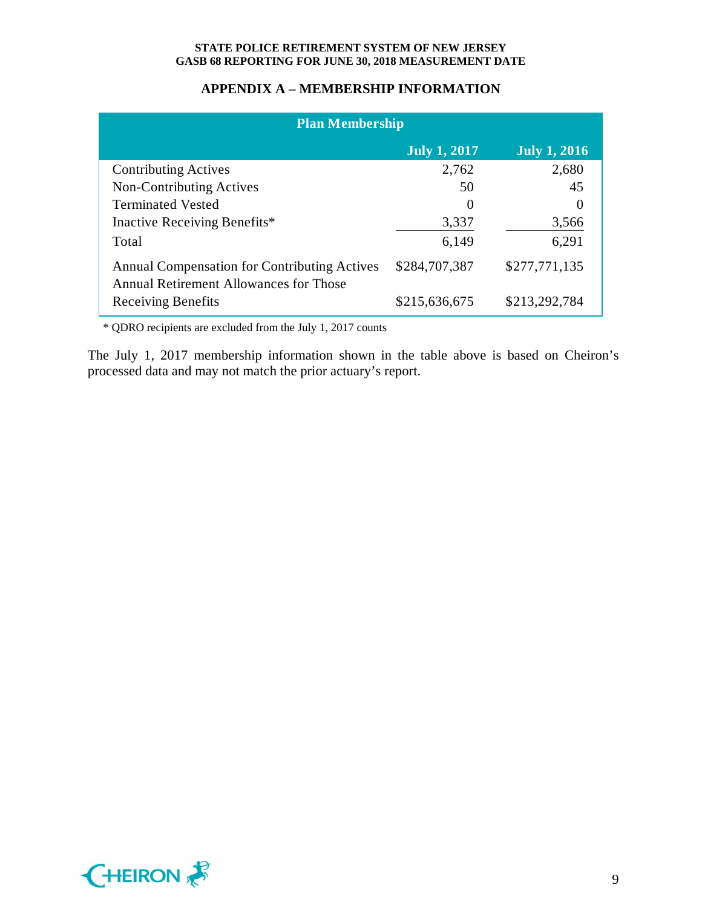## APPENDIX A – MEMBERSHIP INFORMATION

| Plan Membership | July 1, 2017 | July 1, 2016 |
|---|---|---|
| Contributing Actives | 2,762 | 2,680 |
| Non-Contributing Actives | 50 | 45 |
| Terminated Vested | 0 | 0 |
| Inactive Receiving Benefits* | 3,337 | 3,566 |
| Total | 6,149 | 6,291 |
| Annual Compensation for Contributing Actives | $284,707,387 | $277,771,135 |
| Annual Retirement Allowances for Those Receiving Benefits | $215,636,675 | $213,292,784 |

\* QDRO recipients are excluded from the July 1, 2017 counts

The July 1, 2017 membership information shown in the table above is based on Cheiron's processed data and may not match the prior actuary's report.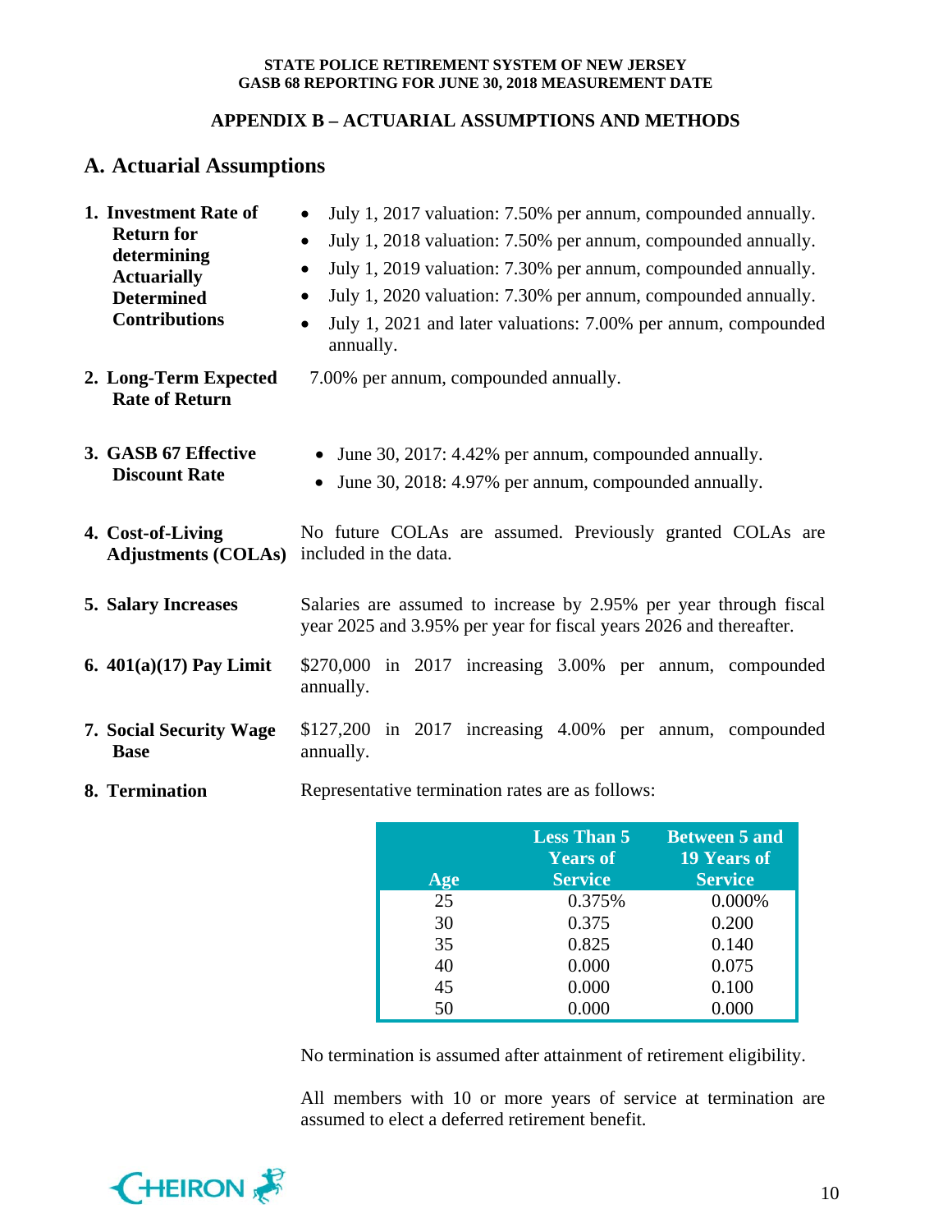## APPENDIX B – ACTUARIAL ASSUMPTIONS AND METHODS

### A. Actuarial Assumptions

**1. Investment Rate of Return for determining Actuarially Determined Contributions**

- July 1, 2017 valuation: 7.50% per annum, compounded annually.
- July 1, 2018 valuation: 7.50% per annum, compounded annually.
- July 1, 2019 valuation: 7.30% per annum, compounded annually.
- July 1, 2020 valuation: 7.30% per annum, compounded annually.
- July 1, 2021 and later valuations: 7.00% per annum, compounded annually.

**2. Long-Term Expected Rate of Return**

7.00% per annum, compounded annually.

**3. GASB 67 Effective Discount Rate**

- June 30, 2017: 4.42% per annum, compounded annually.
- June 30, 2018: 4.97% per annum, compounded annually.

**4. Cost-of-Living Adjustments (COLAs)**

No future COLAs are assumed. Previously granted COLAs are included in the data.

**5. Salary Increases**

Salaries are assumed to increase by 2.95% per year through fiscal year 2025 and 3.95% per year for fiscal years 2026 and thereafter.

**6. 401(a)(17) Pay Limit**

$270,000 in 2017 increasing 3.00% per annum, compounded annually.

**7. Social Security Wage Base**

$127,200 in 2017 increasing 4.00% per annum, compounded annually.

**8. Termination**

Representative termination rates are as follows:

| Age | Less Than 5 Years of Service | Between 5 and 19 Years of Service |
|---|---|---|
| 25 | 0.375% | 0.000% |
| 30 | 0.375 | 0.200 |
| 35 | 0.825 | 0.140 |
| 40 | 0.000 | 0.075 |
| 45 | 0.000 | 0.100 |
| 50 | 0.000 | 0.000 |

No termination is assumed after attainment of retirement eligibility.

All members with 10 or more years of service at termination are assumed to elect a deferred retirement benefit.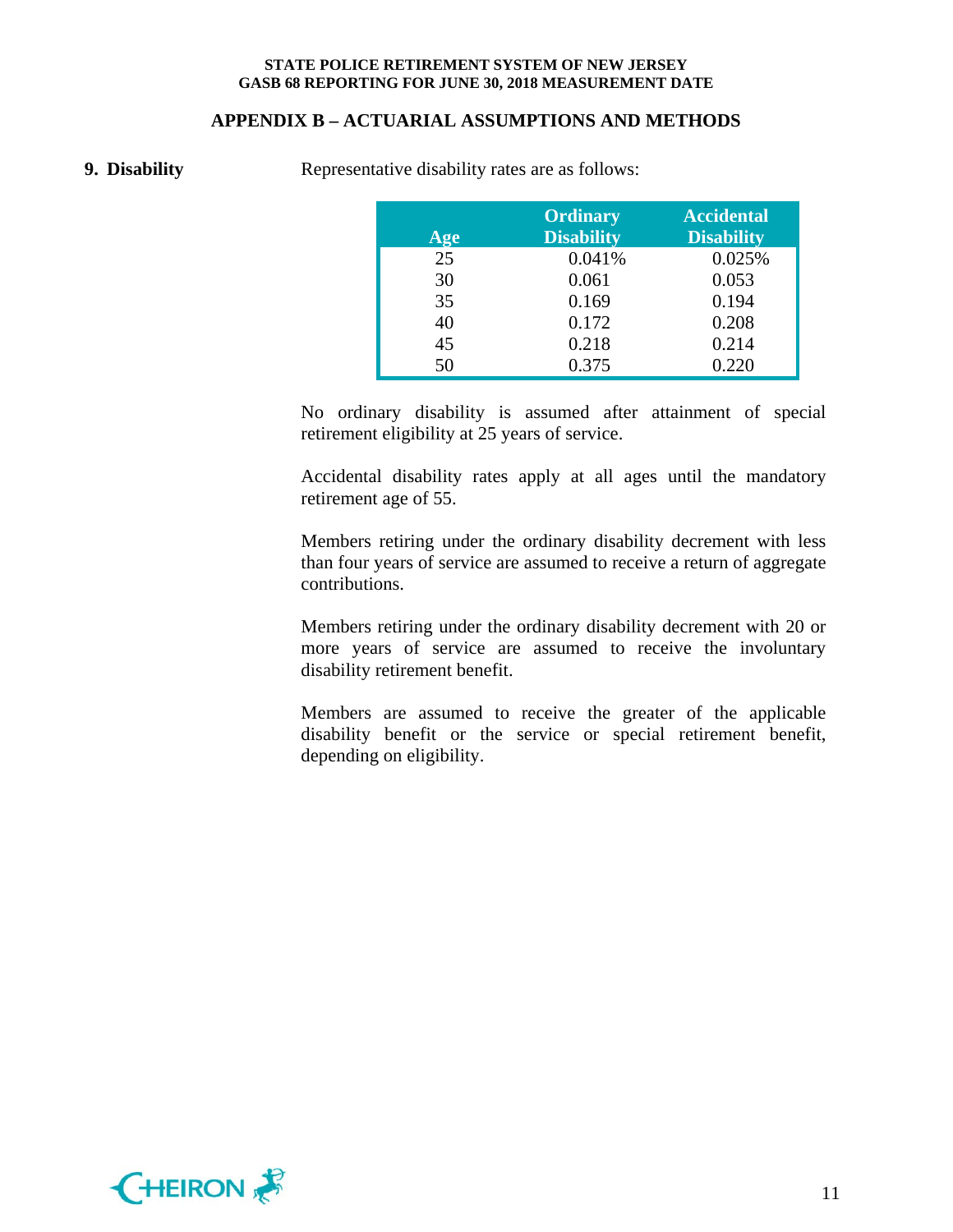## APPENDIX B – ACTUARIAL ASSUMPTIONS AND METHODS

**9. Disability**

Representative disability rates are as follows:

| Age | Ordinary Disability | Accidental Disability |
|---|---|---|
| 25 | 0.041% | 0.025% |
| 30 | 0.061 | 0.053 |
| 35 | 0.169 | 0.194 |
| 40 | 0.172 | 0.208 |
| 45 | 0.218 | 0.214 |
| 50 | 0.375 | 0.220 |

No ordinary disability is assumed after attainment of special retirement eligibility at 25 years of service.

Accidental disability rates apply at all ages until the mandatory retirement age of 55.

Members retiring under the ordinary disability decrement with less than four years of service are assumed to receive a return of aggregate contributions.

Members retiring under the ordinary disability decrement with 20 or more years of service are assumed to receive the involuntary disability retirement benefit.

Members are assumed to receive the greater of the applicable disability benefit or the service or special retirement benefit, depending on eligibility.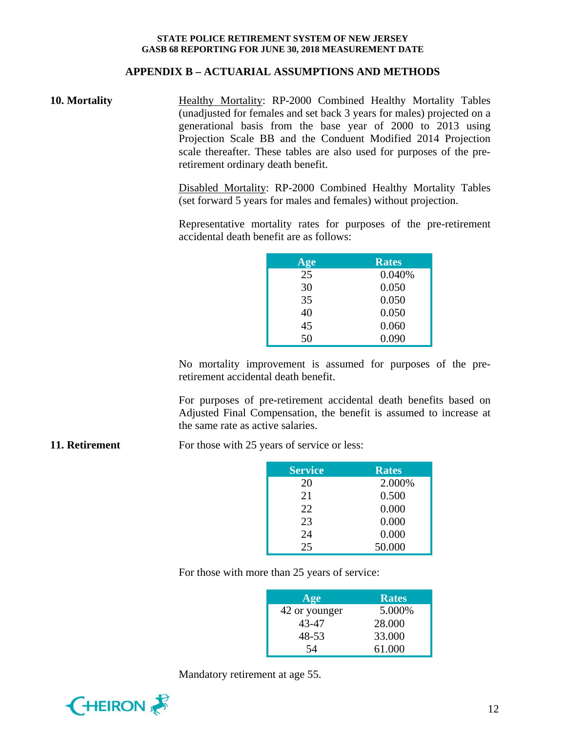## APPENDIX B – ACTUARIAL ASSUMPTIONS AND METHODS

**10. Mortality**

Healthy Mortality: RP-2000 Combined Healthy Mortality Tables (unadjusted for females and set back 3 years for males) projected on a generational basis from the base year of 2000 to 2013 using Projection Scale BB and the Conduent Modified 2014 Projection scale thereafter. These tables are also used for purposes of the pre-retirement ordinary death benefit.

Disabled Mortality: RP-2000 Combined Healthy Mortality Tables (set forward 5 years for males and females) without projection.

Representative mortality rates for purposes of the pre-retirement accidental death benefit are as follows:

| Age | Rates |
|---|---|
| 25 | 0.040% |
| 30 | 0.050 |
| 35 | 0.050 |
| 40 | 0.050 |
| 45 | 0.060 |
| 50 | 0.090 |

No mortality improvement is assumed for purposes of the pre-retirement accidental death benefit.

For purposes of pre-retirement accidental death benefits based on Adjusted Final Compensation, the benefit is assumed to increase at the same rate as active salaries.

**11. Retirement**

For those with 25 years of service or less:

| Service | Rates |
|---|---|
| 20 | 2.000% |
| 21 | 0.500 |
| 22 | 0.000 |
| 23 | 0.000 |
| 24 | 0.000 |
| 25 | 50.000 |

For those with more than 25 years of service:

| Age | Rates |
|---|---|
| 42 or younger | 5.000% |
| 43-47 | 28.000 |
| 48-53 | 33.000 |
| 54 | 61.000 |

Mandatory retirement at age 55.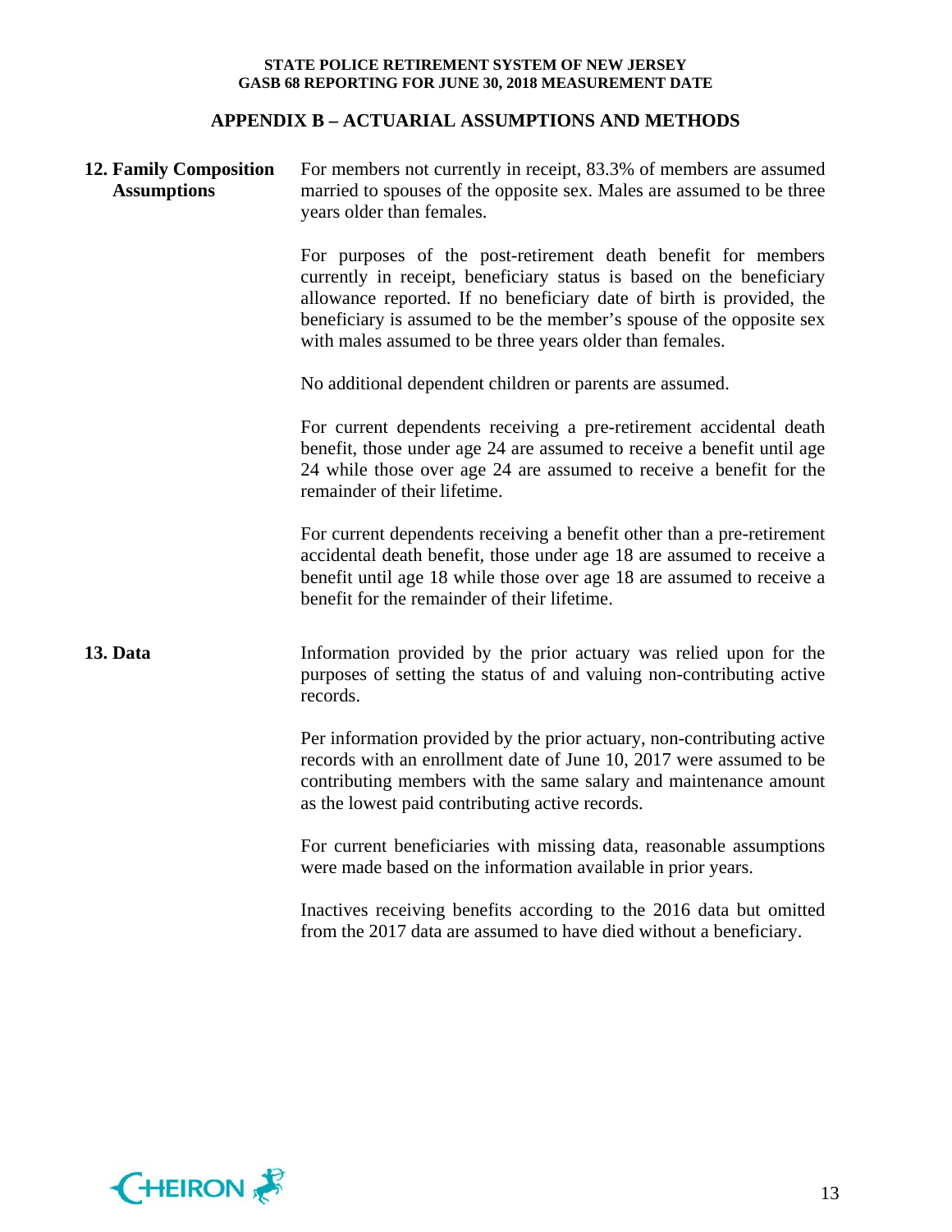## APPENDIX B – ACTUARIAL ASSUMPTIONS AND METHODS

**12. Family Composition Assumptions**

For members not currently in receipt, 83.3% of members are assumed married to spouses of the opposite sex. Males are assumed to be three years older than females.

For purposes of the post-retirement death benefit for members currently in receipt, beneficiary status is based on the beneficiary allowance reported. If no beneficiary date of birth is provided, the beneficiary is assumed to be the member's spouse of the opposite sex with males assumed to be three years older than females.

No additional dependent children or parents are assumed.

For current dependents receiving a pre-retirement accidental death benefit, those under age 24 are assumed to receive a benefit until age 24 while those over age 24 are assumed to receive a benefit for the remainder of their lifetime.

For current dependents receiving a benefit other than a pre-retirement accidental death benefit, those under age 18 are assumed to receive a benefit until age 18 while those over age 18 are assumed to receive a benefit for the remainder of their lifetime.

**13. Data**

Information provided by the prior actuary was relied upon for the purposes of setting the status of and valuing non-contributing active records.

Per information provided by the prior actuary, non-contributing active records with an enrollment date of June 10, 2017 were assumed to be contributing members with the same salary and maintenance amount as the lowest paid contributing active records.

For current beneficiaries with missing data, reasonable assumptions were made based on the information available in prior years.

Inactives receiving benefits according to the 2016 data but omitted from the 2017 data are assumed to have died without a beneficiary.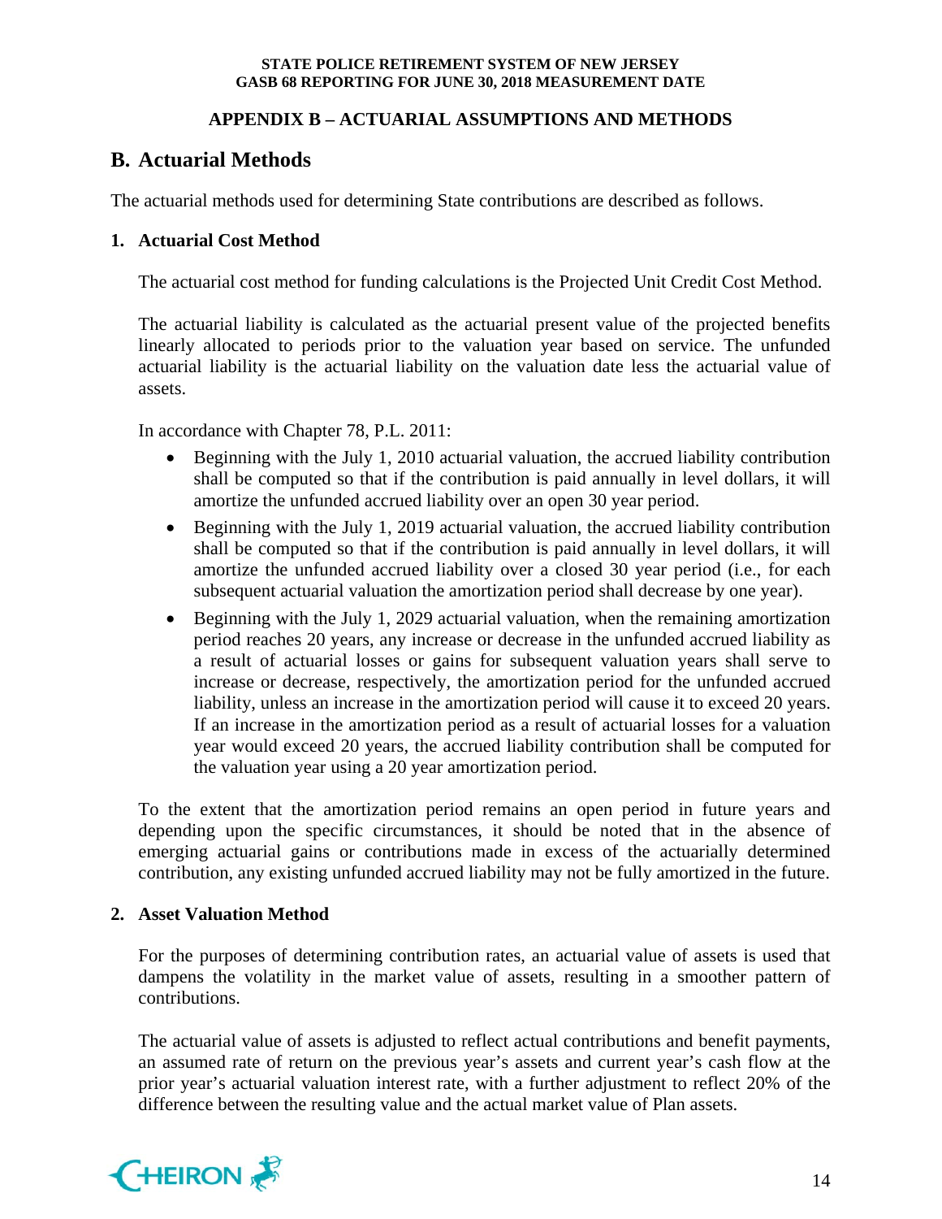## APPENDIX B – ACTUARIAL ASSUMPTIONS AND METHODS

## B. Actuarial Methods

The actuarial methods used for determining State contributions are described as follows.

### 1. Actuarial Cost Method

The actuarial cost method for funding calculations is the Projected Unit Credit Cost Method.

The actuarial liability is calculated as the actuarial present value of the projected benefits linearly allocated to periods prior to the valuation year based on service. The unfunded actuarial liability is the actuarial liability on the valuation date less the actuarial value of assets.

In accordance with Chapter 78, P.L. 2011:

- Beginning with the July 1, 2010 actuarial valuation, the accrued liability contribution shall be computed so that if the contribution is paid annually in level dollars, it will amortize the unfunded accrued liability over an open 30 year period.
- Beginning with the July 1, 2019 actuarial valuation, the accrued liability contribution shall be computed so that if the contribution is paid annually in level dollars, it will amortize the unfunded accrued liability over a closed 30 year period (i.e., for each subsequent actuarial valuation the amortization period shall decrease by one year).
- Beginning with the July 1, 2029 actuarial valuation, when the remaining amortization period reaches 20 years, any increase or decrease in the unfunded accrued liability as a result of actuarial losses or gains for subsequent valuation years shall serve to increase or decrease, respectively, the amortization period for the unfunded accrued liability, unless an increase in the amortization period will cause it to exceed 20 years. If an increase in the amortization period as a result of actuarial losses for a valuation year would exceed 20 years, the accrued liability contribution shall be computed for the valuation year using a 20 year amortization period.

To the extent that the amortization period remains an open period in future years and depending upon the specific circumstances, it should be noted that in the absence of emerging actuarial gains or contributions made in excess of the actuarially determined contribution, any existing unfunded accrued liability may not be fully amortized in the future.

### 2. Asset Valuation Method

For the purposes of determining contribution rates, an actuarial value of assets is used that dampens the volatility in the market value of assets, resulting in a smoother pattern of contributions.

The actuarial value of assets is adjusted to reflect actual contributions and benefit payments, an assumed rate of return on the previous year's assets and current year's cash flow at the prior year's actuarial valuation interest rate, with a further adjustment to reflect 20% of the difference between the resulting value and the actual market value of Plan assets.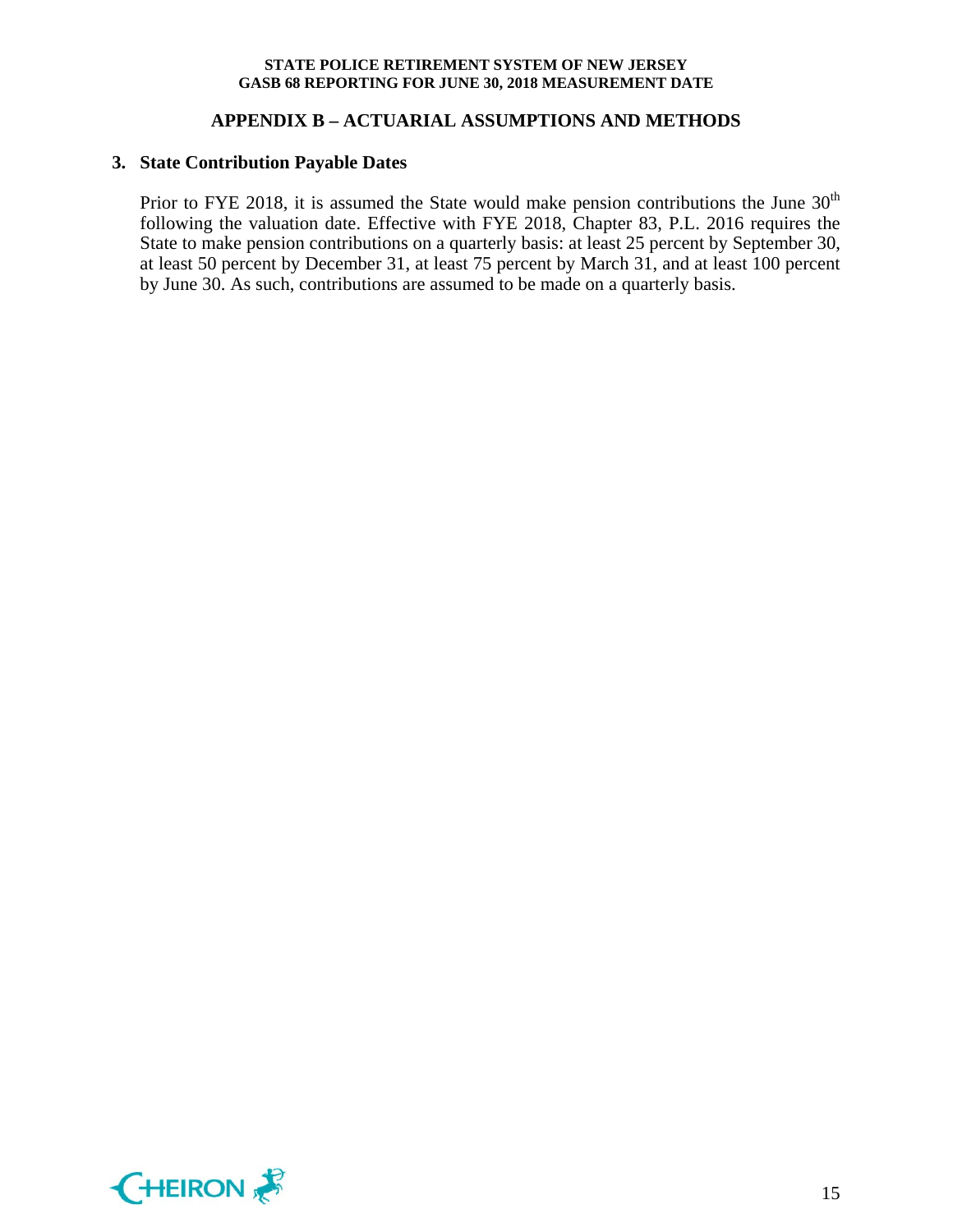## APPENDIX B – ACTUARIAL ASSUMPTIONS AND METHODS

### 3. State Contribution Payable Dates

Prior to FYE 2018, it is assumed the State would make pension contributions the June 30th following the valuation date. Effective with FYE 2018, Chapter 83, P.L. 2016 requires the State to make pension contributions on a quarterly basis: at least 25 percent by September 30, at least 50 percent by December 31, at least 75 percent by March 31, and at least 100 percent by June 30. As such, contributions are assumed to be made on a quarterly basis.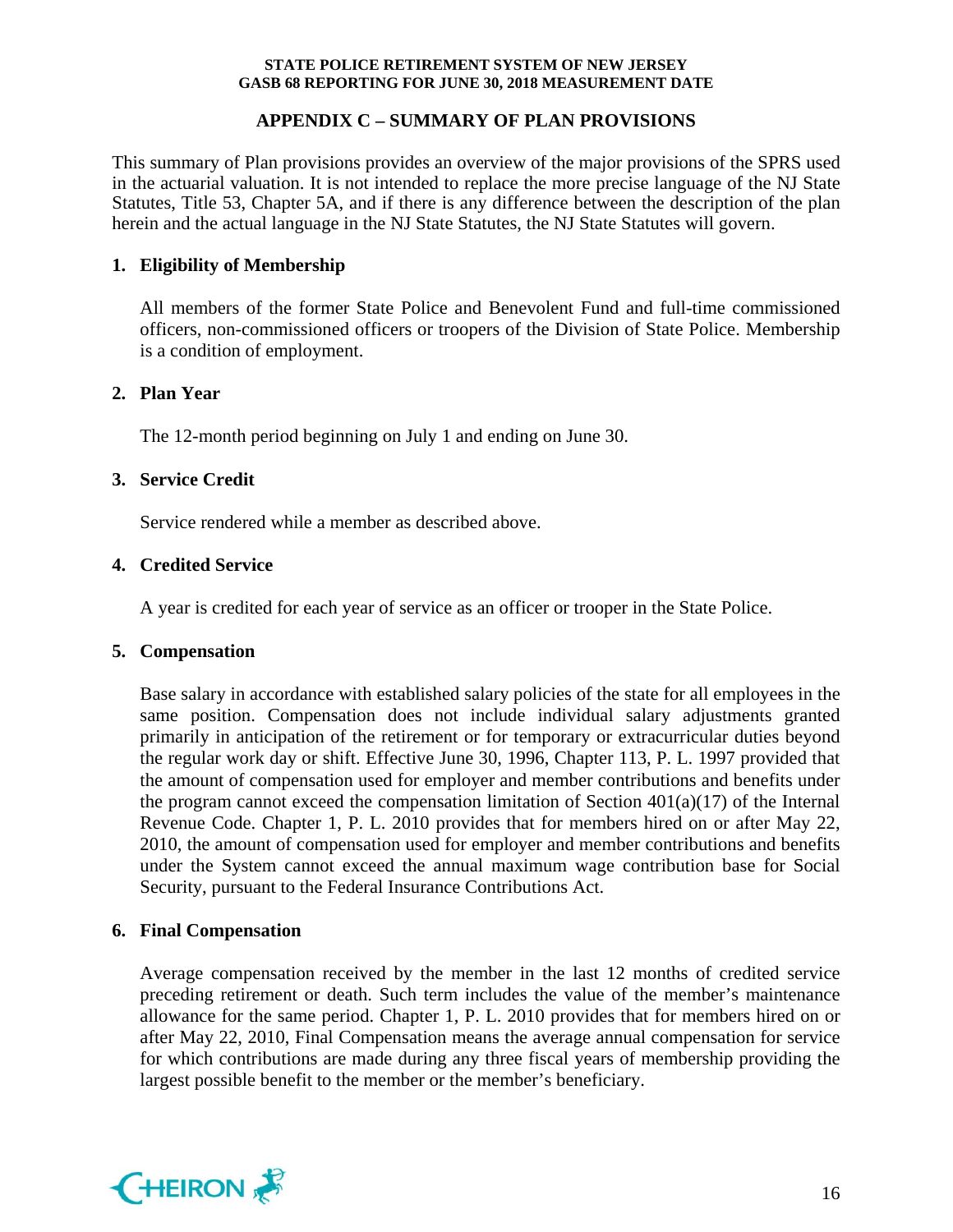## APPENDIX C – SUMMARY OF PLAN PROVISIONS

This summary of Plan provisions provides an overview of the major provisions of the SPRS used in the actuarial valuation. It is not intended to replace the more precise language of the NJ State Statutes, Title 53, Chapter 5A, and if there is any difference between the description of the plan herein and the actual language in the NJ State Statutes, the NJ State Statutes will govern.

### 1. Eligibility of Membership

All members of the former State Police and Benevolent Fund and full-time commissioned officers, non-commissioned officers or troopers of the Division of State Police. Membership is a condition of employment.

### 2. Plan Year

The 12-month period beginning on July 1 and ending on June 30.

### 3. Service Credit

Service rendered while a member as described above.

### 4. Credited Service

A year is credited for each year of service as an officer or trooper in the State Police.

### 5. Compensation

Base salary in accordance with established salary policies of the state for all employees in the same position. Compensation does not include individual salary adjustments granted primarily in anticipation of the retirement or for temporary or extracurricular duties beyond the regular work day or shift. Effective June 30, 1996, Chapter 113, P. L. 1997 provided that the amount of compensation used for employer and member contributions and benefits under the program cannot exceed the compensation limitation of Section 401(a)(17) of the Internal Revenue Code. Chapter 1, P. L. 2010 provides that for members hired on or after May 22, 2010, the amount of compensation used for employer and member contributions and benefits under the System cannot exceed the annual maximum wage contribution base for Social Security, pursuant to the Federal Insurance Contributions Act.

### 6. Final Compensation

Average compensation received by the member in the last 12 months of credited service preceding retirement or death. Such term includes the value of the member's maintenance allowance for the same period. Chapter 1, P. L. 2010 provides that for members hired on or after May 22, 2010, Final Compensation means the average annual compensation for service for which contributions are made during any three fiscal years of membership providing the largest possible benefit to the member or the member's beneficiary.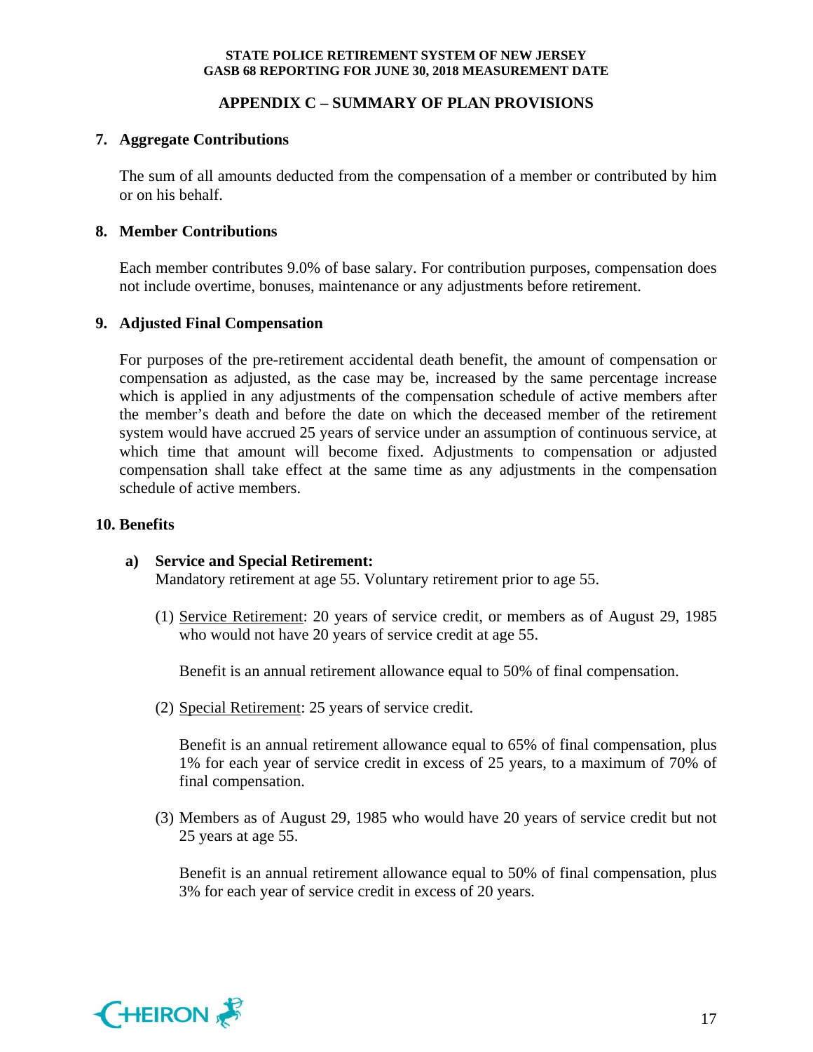## APPENDIX C – SUMMARY OF PLAN PROVISIONS

### 7. Aggregate Contributions

The sum of all amounts deducted from the compensation of a member or contributed by him or on his behalf.

### 8. Member Contributions

Each member contributes 9.0% of base salary. For contribution purposes, compensation does not include overtime, bonuses, maintenance or any adjustments before retirement.

### 9. Adjusted Final Compensation

For purposes of the pre-retirement accidental death benefit, the amount of compensation or compensation as adjusted, as the case may be, increased by the same percentage increase which is applied in any adjustments of the compensation schedule of active members after the member's death and before the date on which the deceased member of the retirement system would have accrued 25 years of service under an assumption of continuous service, at which time that amount will become fixed. Adjustments to compensation or adjusted compensation shall take effect at the same time as any adjustments in the compensation schedule of active members.

### 10. Benefits

**a) Service and Special Retirement:**
Mandatory retirement at age 55. Voluntary retirement prior to age 55.

(1) Service Retirement: 20 years of service credit, or members as of August 29, 1985 who would not have 20 years of service credit at age 55.

Benefit is an annual retirement allowance equal to 50% of final compensation.

(2) Special Retirement: 25 years of service credit.

Benefit is an annual retirement allowance equal to 65% of final compensation, plus 1% for each year of service credit in excess of 25 years, to a maximum of 70% of final compensation.

(3) Members as of August 29, 1985 who would have 20 years of service credit but not 25 years at age 55.

Benefit is an annual retirement allowance equal to 50% of final compensation, plus 3% for each year of service credit in excess of 20 years.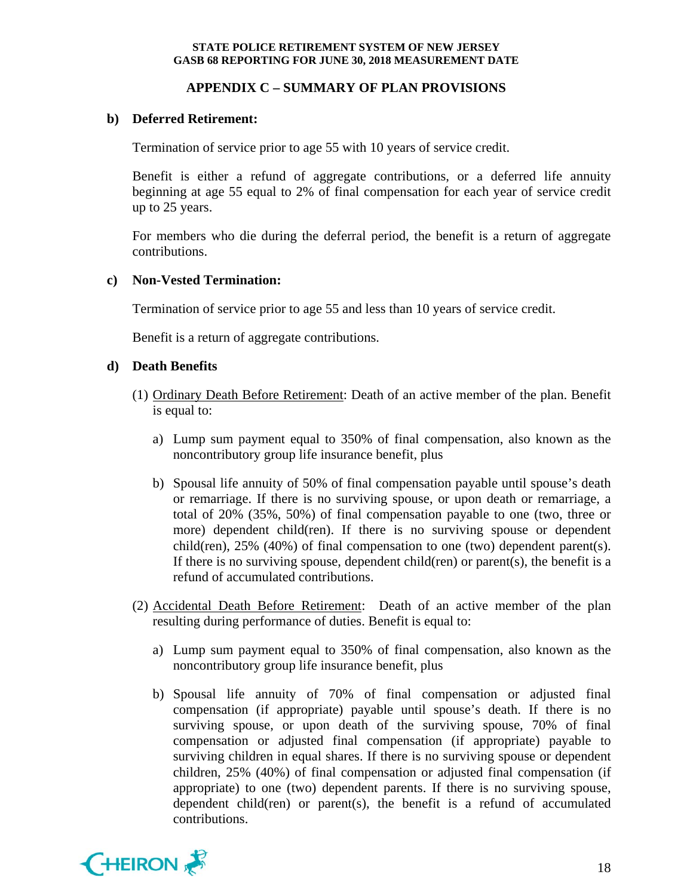## APPENDIX C – SUMMARY OF PLAN PROVISIONS

**b) Deferred Retirement:**

Termination of service prior to age 55 with 10 years of service credit.

Benefit is either a refund of aggregate contributions, or a deferred life annuity beginning at age 55 equal to 2% of final compensation for each year of service credit up to 25 years.

For members who die during the deferral period, the benefit is a return of aggregate contributions.

**c) Non-Vested Termination:**

Termination of service prior to age 55 and less than 10 years of service credit.

Benefit is a return of aggregate contributions.

**d) Death Benefits**

(1) Ordinary Death Before Retirement: Death of an active member of the plan. Benefit is equal to:

a) Lump sum payment equal to 350% of final compensation, also known as the noncontributory group life insurance benefit, plus

b) Spousal life annuity of 50% of final compensation payable until spouse's death or remarriage. If there is no surviving spouse, or upon death or remarriage, a total of 20% (35%, 50%) of final compensation payable to one (two, three or more) dependent child(ren). If there is no surviving spouse or dependent child(ren), 25% (40%) of final compensation to one (two) dependent parent(s). If there is no surviving spouse, dependent child(ren) or parent(s), the benefit is a refund of accumulated contributions.

(2) Accidental Death Before Retirement: Death of an active member of the plan resulting during performance of duties. Benefit is equal to:

a) Lump sum payment equal to 350% of final compensation, also known as the noncontributory group life insurance benefit, plus

b) Spousal life annuity of 70% of final compensation or adjusted final compensation (if appropriate) payable until spouse's death. If there is no surviving spouse, or upon death of the surviving spouse, 70% of final compensation or adjusted final compensation (if appropriate) payable to surviving children in equal shares. If there is no surviving spouse or dependent children, 25% (40%) of final compensation or adjusted final compensation (if appropriate) to one (two) dependent parents. If there is no surviving spouse, dependent child(ren) or parent(s), the benefit is a refund of accumulated contributions.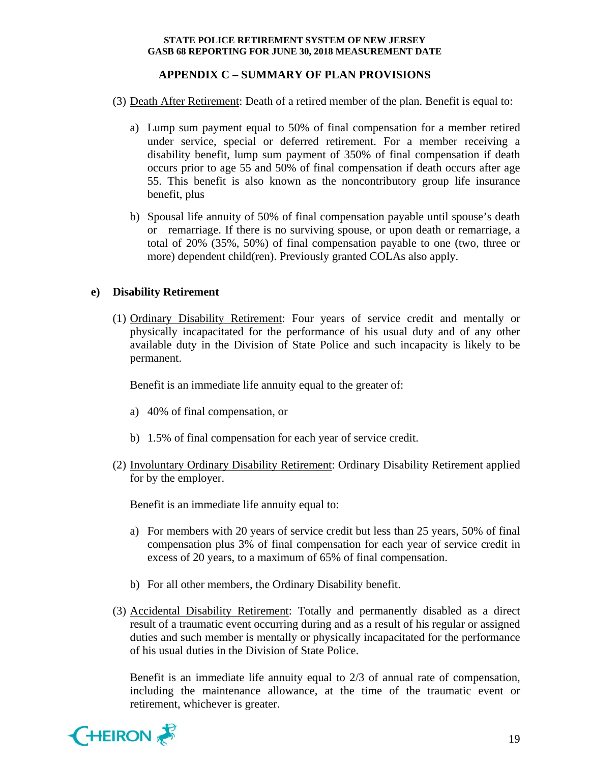## APPENDIX C – SUMMARY OF PLAN PROVISIONS

(3) Death After Retirement: Death of a retired member of the plan. Benefit is equal to:

a) Lump sum payment equal to 50% of final compensation for a member retired under service, special or deferred retirement. For a member receiving a disability benefit, lump sum payment of 350% of final compensation if death occurs prior to age 55 and 50% of final compensation if death occurs after age 55. This benefit is also known as the noncontributory group life insurance benefit, plus

b) Spousal life annuity of 50% of final compensation payable until spouse's death or remarriage. If there is no surviving spouse, or upon death or remarriage, a total of 20% (35%, 50%) of final compensation payable to one (two, three or more) dependent child(ren). Previously granted COLAs also apply.

### e) Disability Retirement

(1) Ordinary Disability Retirement: Four years of service credit and mentally or physically incapacitated for the performance of his usual duty and of any other available duty in the Division of State Police and such incapacity is likely to be permanent.

Benefit is an immediate life annuity equal to the greater of:

a) 40% of final compensation, or

b) 1.5% of final compensation for each year of service credit.

(2) Involuntary Ordinary Disability Retirement: Ordinary Disability Retirement applied for by the employer.

Benefit is an immediate life annuity equal to:

a) For members with 20 years of service credit but less than 25 years, 50% of final compensation plus 3% of final compensation for each year of service credit in excess of 20 years, to a maximum of 65% of final compensation.

b) For all other members, the Ordinary Disability benefit.

(3) Accidental Disability Retirement: Totally and permanently disabled as a direct result of a traumatic event occurring during and as a result of his regular or assigned duties and such member is mentally or physically incapacitated for the performance of his usual duties in the Division of State Police.

Benefit is an immediate life annuity equal to 2/3 of annual rate of compensation, including the maintenance allowance, at the time of the traumatic event or retirement, whichever is greater.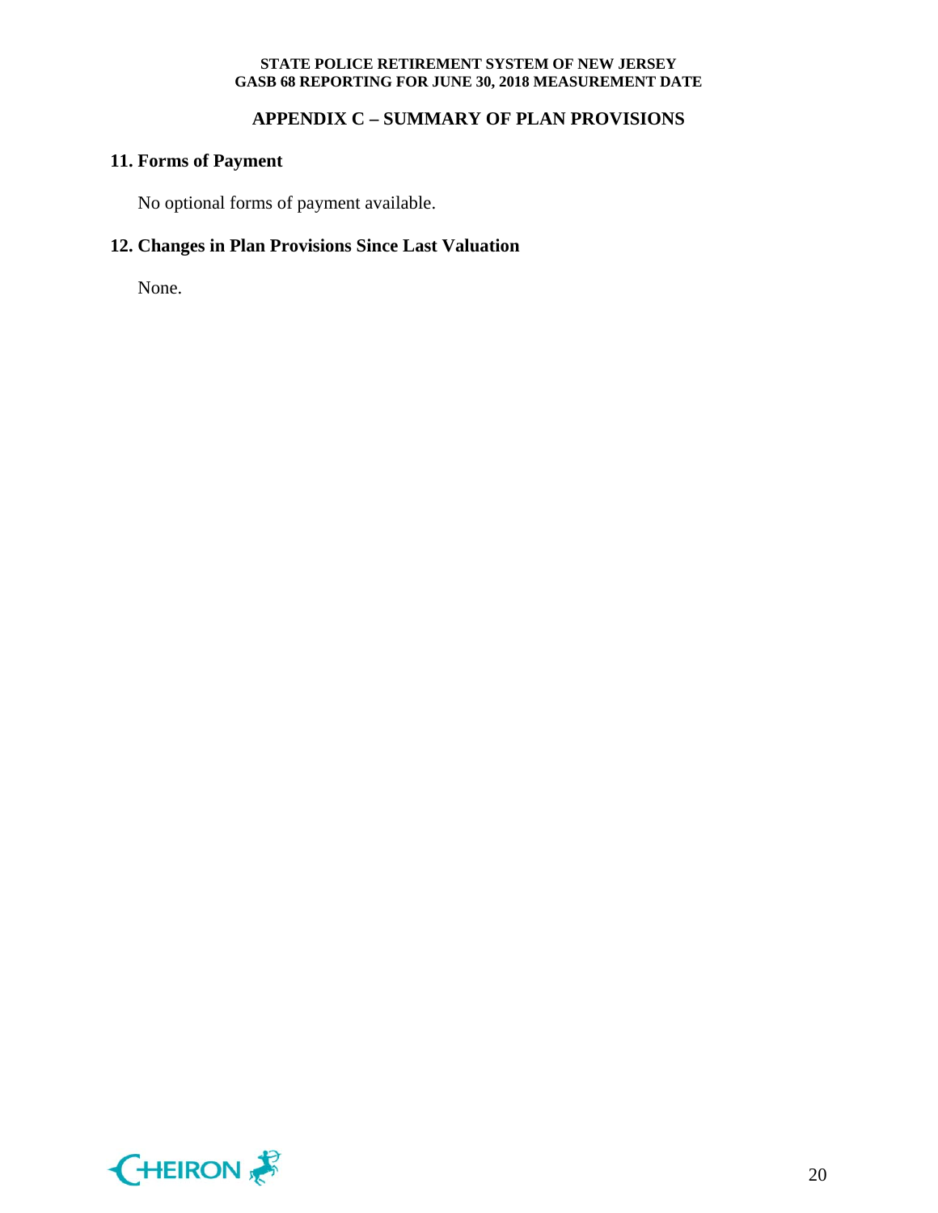## APPENDIX C – SUMMARY OF PLAN PROVISIONS

### 11. Forms of Payment

No optional forms of payment available.

### 12. Changes in Plan Provisions Since Last Valuation

None.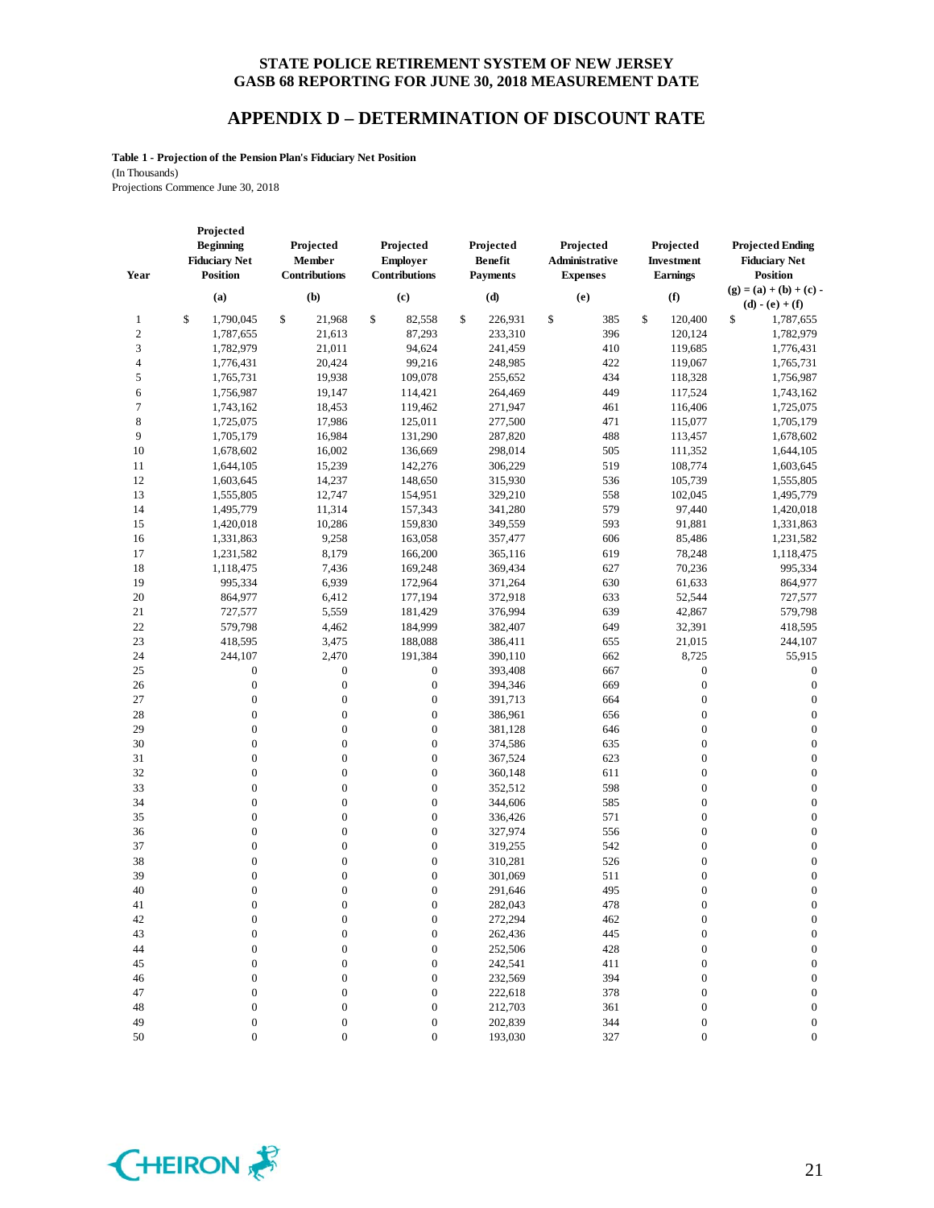## APPENDIX D – DETERMINATION OF DISCOUNT RATE

**Table 1 - Projection of the Pension Plan's Fiduciary Net Position**

(In Thousands)

Projections Commence June 30, 2018

| Year | Projected Beginning Fiduciary Net Position | Projected Member Contributions | Projected Employer Contributions | Projected Benefit Payments | Projected Administrative Expenses | Projected Investment Earnings | Projected Ending Fiduciary Net Position |
|---|---|---|---|---|---|---|---|
| | (a) | (b) | (c) | (d) | (e) | (f) | (g) = (a) + (b) + (c) - (d) - (e) + (f) |
| 1 | $ 1,790,045 | $ 21,968 | $ 82,558 | $ 226,931 | $ 385 | $ 120,400 | $ 1,787,655 |
| 2 | 1,787,655 | 21,613 | 87,293 | 233,310 | 396 | 120,124 | 1,782,979 |
| 3 | 1,782,979 | 21,011 | 94,624 | 241,459 | 410 | 119,685 | 1,776,431 |
| 4 | 1,776,431 | 20,424 | 99,216 | 248,985 | 422 | 119,067 | 1,765,731 |
| 5 | 1,765,731 | 19,938 | 109,078 | 255,652 | 434 | 118,328 | 1,756,987 |
| 6 | 1,756,987 | 19,147 | 114,421 | 264,469 | 449 | 117,524 | 1,743,162 |
| 7 | 1,743,162 | 18,453 | 119,462 | 271,947 | 461 | 116,406 | 1,725,075 |
| 8 | 1,725,075 | 17,986 | 125,011 | 277,500 | 471 | 115,077 | 1,705,179 |
| 9 | 1,705,179 | 16,984 | 131,290 | 287,820 | 488 | 113,457 | 1,678,602 |
| 10 | 1,678,602 | 16,002 | 136,669 | 298,014 | 505 | 111,352 | 1,644,105 |
| 11 | 1,644,105 | 15,239 | 142,276 | 306,229 | 519 | 108,774 | 1,603,645 |
| 12 | 1,603,645 | 14,237 | 148,650 | 315,930 | 536 | 105,739 | 1,555,805 |
| 13 | 1,555,805 | 12,747 | 154,951 | 329,210 | 558 | 102,045 | 1,495,779 |
| 14 | 1,495,779 | 11,314 | 157,343 | 341,280 | 579 | 97,440 | 1,420,018 |
| 15 | 1,420,018 | 10,286 | 159,830 | 349,559 | 593 | 91,881 | 1,331,863 |
| 16 | 1,331,863 | 9,258 | 163,058 | 357,477 | 606 | 85,486 | 1,231,582 |
| 17 | 1,231,582 | 8,179 | 166,200 | 365,116 | 619 | 78,248 | 1,118,475 |
| 18 | 1,118,475 | 7,436 | 169,248 | 369,434 | 627 | 70,236 | 995,334 |
| 19 | 995,334 | 6,939 | 172,964 | 371,264 | 630 | 61,633 | 864,977 |
| 20 | 864,977 | 6,412 | 177,194 | 372,918 | 633 | 52,544 | 727,577 |
| 21 | 727,577 | 5,559 | 181,429 | 376,994 | 639 | 42,867 | 579,798 |
| 22 | 579,798 | 4,462 | 184,999 | 382,407 | 649 | 32,391 | 418,595 |
| 23 | 418,595 | 3,475 | 188,088 | 386,411 | 655 | 21,015 | 244,107 |
| 24 | 244,107 | 2,470 | 191,384 | 390,110 | 662 | 8,725 | 55,915 |
| 25 | 0 | 0 | 0 | 393,408 | 667 | 0 | 0 |
| 26 | 0 | 0 | 0 | 394,346 | 669 | 0 | 0 |
| 27 | 0 | 0 | 0 | 391,713 | 664 | 0 | 0 |
| 28 | 0 | 0 | 0 | 386,961 | 656 | 0 | 0 |
| 29 | 0 | 0 | 0 | 381,128 | 646 | 0 | 0 |
| 30 | 0 | 0 | 0 | 374,586 | 635 | 0 | 0 |
| 31 | 0 | 0 | 0 | 367,524 | 623 | 0 | 0 |
| 32 | 0 | 0 | 0 | 360,148 | 611 | 0 | 0 |
| 33 | 0 | 0 | 0 | 352,512 | 598 | 0 | 0 |
| 34 | 0 | 0 | 0 | 344,606 | 585 | 0 | 0 |
| 35 | 0 | 0 | 0 | 336,426 | 571 | 0 | 0 |
| 36 | 0 | 0 | 0 | 327,974 | 556 | 0 | 0 |
| 37 | 0 | 0 | 0 | 319,255 | 542 | 0 | 0 |
| 38 | 0 | 0 | 0 | 310,281 | 526 | 0 | 0 |
| 39 | 0 | 0 | 0 | 301,069 | 511 | 0 | 0 |
| 40 | 0 | 0 | 0 | 291,646 | 495 | 0 | 0 |
| 41 | 0 | 0 | 0 | 282,043 | 478 | 0 | 0 |
| 42 | 0 | 0 | 0 | 272,294 | 462 | 0 | 0 |
| 43 | 0 | 0 | 0 | 262,436 | 445 | 0 | 0 |
| 44 | 0 | 0 | 0 | 252,506 | 428 | 0 | 0 |
| 45 | 0 | 0 | 0 | 242,541 | 411 | 0 | 0 |
| 46 | 0 | 0 | 0 | 232,569 | 394 | 0 | 0 |
| 47 | 0 | 0 | 0 | 222,618 | 378 | 0 | 0 |
| 48 | 0 | 0 | 0 | 212,703 | 361 | 0 | 0 |
| 49 | 0 | 0 | 0 | 202,839 | 344 | 0 | 0 |
| 50 | 0 | 0 | 0 | 193,030 | 327 | 0 | 0 |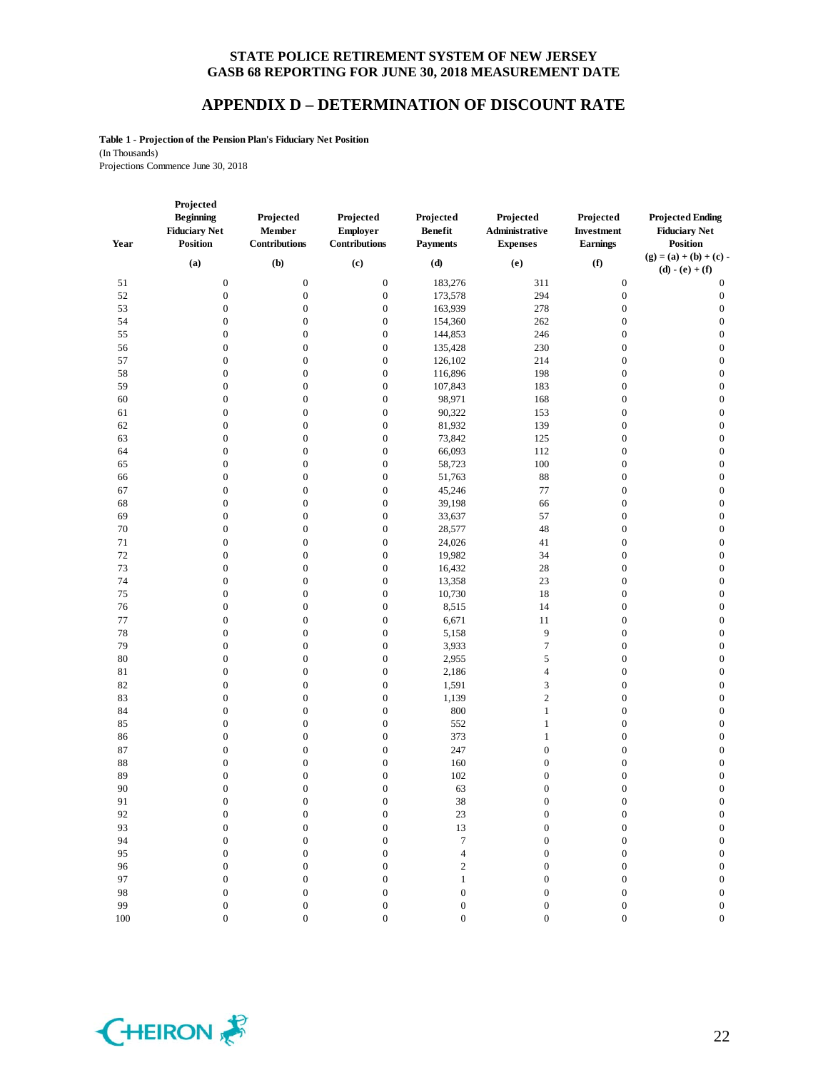## APPENDIX D – DETERMINATION OF DISCOUNT RATE

**Table 1 - Projection of the Pension Plan's Fiduciary Net Position**
(In Thousands)
Projections Commence June 30, 2018

| Year | Projected Beginning Fiduciary Net Position<br>(a) | Projected Member Contributions<br>(b) | Projected Employer Contributions<br>(c) | Projected Benefit Payments<br>(d) | Projected Administrative Expenses<br>(e) | Projected Investment Earnings<br>(f) | Projected Ending Fiduciary Net Position<br>(g) = (a) + (b) + (c) - (d) - (e) + (f) |
|---|---|---|---|---|---|---|---|
| 51 | 0 | 0 | 0 | 183,276 | 311 | 0 | 0 |
| 52 | 0 | 0 | 0 | 173,578 | 294 | 0 | 0 |
| 53 | 0 | 0 | 0 | 163,939 | 278 | 0 | 0 |
| 54 | 0 | 0 | 0 | 154,360 | 262 | 0 | 0 |
| 55 | 0 | 0 | 0 | 144,853 | 246 | 0 | 0 |
| 56 | 0 | 0 | 0 | 135,428 | 230 | 0 | 0 |
| 57 | 0 | 0 | 0 | 126,102 | 214 | 0 | 0 |
| 58 | 0 | 0 | 0 | 116,896 | 198 | 0 | 0 |
| 59 | 0 | 0 | 0 | 107,843 | 183 | 0 | 0 |
| 60 | 0 | 0 | 0 | 98,971 | 168 | 0 | 0 |
| 61 | 0 | 0 | 0 | 90,322 | 153 | 0 | 0 |
| 62 | 0 | 0 | 0 | 81,932 | 139 | 0 | 0 |
| 63 | 0 | 0 | 0 | 73,842 | 125 | 0 | 0 |
| 64 | 0 | 0 | 0 | 66,093 | 112 | 0 | 0 |
| 65 | 0 | 0 | 0 | 58,723 | 100 | 0 | 0 |
| 66 | 0 | 0 | 0 | 51,763 | 88 | 0 | 0 |
| 67 | 0 | 0 | 0 | 45,246 | 77 | 0 | 0 |
| 68 | 0 | 0 | 0 | 39,198 | 66 | 0 | 0 |
| 69 | 0 | 0 | 0 | 33,637 | 57 | 0 | 0 |
| 70 | 0 | 0 | 0 | 28,577 | 48 | 0 | 0 |
| 71 | 0 | 0 | 0 | 24,026 | 41 | 0 | 0 |
| 72 | 0 | 0 | 0 | 19,982 | 34 | 0 | 0 |
| 73 | 0 | 0 | 0 | 16,432 | 28 | 0 | 0 |
| 74 | 0 | 0 | 0 | 13,358 | 23 | 0 | 0 |
| 75 | 0 | 0 | 0 | 10,730 | 18 | 0 | 0 |
| 76 | 0 | 0 | 0 | 8,515 | 14 | 0 | 0 |
| 77 | 0 | 0 | 0 | 6,671 | 11 | 0 | 0 |
| 78 | 0 | 0 | 0 | 5,158 | 9 | 0 | 0 |
| 79 | 0 | 0 | 0 | 3,933 | 7 | 0 | 0 |
| 80 | 0 | 0 | 0 | 2,955 | 5 | 0 | 0 |
| 81 | 0 | 0 | 0 | 2,186 | 4 | 0 | 0 |
| 82 | 0 | 0 | 0 | 1,591 | 3 | 0 | 0 |
| 83 | 0 | 0 | 0 | 1,139 | 2 | 0 | 0 |
| 84 | 0 | 0 | 0 | 800 | 1 | 0 | 0 |
| 85 | 0 | 0 | 0 | 552 | 1 | 0 | 0 |
| 86 | 0 | 0 | 0 | 373 | 1 | 0 | 0 |
| 87 | 0 | 0 | 0 | 247 | 0 | 0 | 0 |
| 88 | 0 | 0 | 0 | 160 | 0 | 0 | 0 |
| 89 | 0 | 0 | 0 | 102 | 0 | 0 | 0 |
| 90 | 0 | 0 | 0 | 63 | 0 | 0 | 0 |
| 91 | 0 | 0 | 0 | 38 | 0 | 0 | 0 |
| 92 | 0 | 0 | 0 | 23 | 0 | 0 | 0 |
| 93 | 0 | 0 | 0 | 13 | 0 | 0 | 0 |
| 94 | 0 | 0 | 0 | 7 | 0 | 0 | 0 |
| 95 | 0 | 0 | 0 | 4 | 0 | 0 | 0 |
| 96 | 0 | 0 | 0 | 2 | 0 | 0 | 0 |
| 97 | 0 | 0 | 0 | 1 | 0 | 0 | 0 |
| 98 | 0 | 0 | 0 | 0 | 0 | 0 | 0 |
| 99 | 0 | 0 | 0 | 0 | 0 | 0 | 0 |
| 100 | 0 | 0 | 0 | 0 | 0 | 0 | 0 |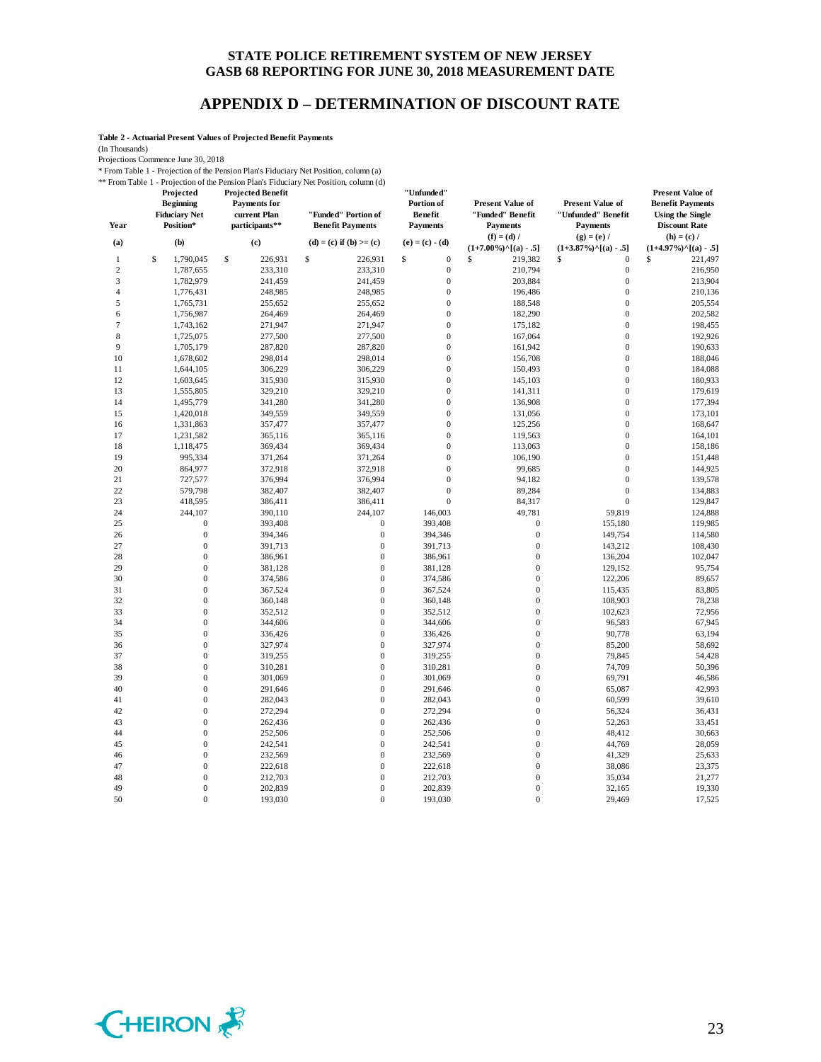# STATE POLICE RETIREMENT SYSTEM OF NEW JERSEY
## GASB 68 REPORTING FOR JUNE 30, 2018 MEASUREMENT DATE

## APPENDIX D – DETERMINATION OF DISCOUNT RATE

**Table 2 - Actuarial Present Values of Projected Benefit Payments**

(In Thousands)

Projections Commence June 30, 2018

\* From Table 1 - Projection of the Pension Plan's Fiduciary Net Position, column (a)

\*\* From Table 1 - Projection of the Pension Plan's Fiduciary Net Position, column (d)

| Year | Projected Beginning Fiduciary Net Position* | Projected Benefit Payments for current Plan participants** | "Funded" Portion of Benefit Payments | "Unfunded" Portion of Benefit Payments | Present Value of "Funded" Benefit Payments | Present Value of "Unfunded" Benefit Payments | Present Value of Benefit Payments Using the Single Discount Rate |
|---|---|---|---|---|---|---|---|
| (a) | (b) | (c) | (d) = (c) if (b) >= (c) | (e) = (c) - (d) | (f) = (d) / (1+7.00%)^[(a) - .5] | (g) = (e) / (1+3.87%)^[(a) - .5] | (h) = (c) / (1+4.97%)^[(a) - .5] |
| 1 | $ 1,790,045 | $ 226,931 | $ 226,931 | $ 0 | $ 219,382 | $ 0 | $ 221,497 |
| 2 | 1,787,655 | 233,310 | 233,310 | 0 | 210,794 | 0 | 216,950 |
| 3 | 1,782,979 | 241,459 | 241,459 | 0 | 203,884 | 0 | 213,904 |
| 4 | 1,776,431 | 248,985 | 248,985 | 0 | 196,486 | 0 | 210,136 |
| 5 | 1,765,731 | 255,652 | 255,652 | 0 | 188,548 | 0 | 205,554 |
| 6 | 1,756,987 | 264,469 | 264,469 | 0 | 182,290 | 0 | 202,582 |
| 7 | 1,743,162 | 271,947 | 271,947 | 0 | 175,182 | 0 | 198,455 |
| 8 | 1,725,075 | 277,500 | 277,500 | 0 | 167,064 | 0 | 192,926 |
| 9 | 1,705,179 | 287,820 | 287,820 | 0 | 161,942 | 0 | 190,633 |
| 10 | 1,678,602 | 298,014 | 298,014 | 0 | 156,708 | 0 | 188,046 |
| 11 | 1,644,105 | 306,229 | 306,229 | 0 | 150,493 | 0 | 184,088 |
| 12 | 1,603,645 | 315,930 | 315,930 | 0 | 145,103 | 0 | 180,933 |
| 13 | 1,555,805 | 329,210 | 329,210 | 0 | 141,311 | 0 | 179,619 |
| 14 | 1,495,779 | 341,280 | 341,280 | 0 | 136,908 | 0 | 177,394 |
| 15 | 1,420,018 | 349,559 | 349,559 | 0 | 131,056 | 0 | 173,101 |
| 16 | 1,331,863 | 357,477 | 357,477 | 0 | 125,256 | 0 | 168,647 |
| 17 | 1,231,582 | 365,116 | 365,116 | 0 | 119,563 | 0 | 164,101 |
| 18 | 1,118,475 | 369,434 | 369,434 | 0 | 113,063 | 0 | 158,186 |
| 19 | 995,334 | 371,264 | 371,264 | 0 | 106,190 | 0 | 151,448 |
| 20 | 864,977 | 372,918 | 372,918 | 0 | 99,685 | 0 | 144,925 |
| 21 | 727,577 | 376,994 | 376,994 | 0 | 94,182 | 0 | 139,578 |
| 22 | 579,798 | 382,407 | 382,407 | 0 | 89,284 | 0 | 134,883 |
| 23 | 418,595 | 386,411 | 386,411 | 0 | 84,317 | 0 | 129,847 |
| 24 | 244,107 | 390,110 | 244,107 | 146,003 | 49,781 | 59,819 | 124,888 |
| 25 | 0 | 393,408 | 0 | 393,408 | 0 | 155,180 | 119,985 |
| 26 | 0 | 394,346 | 0 | 394,346 | 0 | 149,754 | 114,580 |
| 27 | 0 | 391,713 | 0 | 391,713 | 0 | 143,212 | 108,430 |
| 28 | 0 | 386,961 | 0 | 386,961 | 0 | 136,204 | 102,047 |
| 29 | 0 | 381,128 | 0 | 381,128 | 0 | 129,152 | 95,754 |
| 30 | 0 | 374,586 | 0 | 374,586 | 0 | 122,206 | 89,657 |
| 31 | 0 | 367,524 | 0 | 367,524 | 0 | 115,435 | 83,805 |
| 32 | 0 | 360,148 | 0 | 360,148 | 0 | 108,903 | 78,238 |
| 33 | 0 | 352,512 | 0 | 352,512 | 0 | 102,623 | 72,956 |
| 34 | 0 | 344,606 | 0 | 344,606 | 0 | 96,583 | 67,945 |
| 35 | 0 | 336,426 | 0 | 336,426 | 0 | 90,778 | 63,194 |
| 36 | 0 | 327,974 | 0 | 327,974 | 0 | 85,200 | 58,692 |
| 37 | 0 | 319,255 | 0 | 319,255 | 0 | 79,845 | 54,428 |
| 38 | 0 | 310,281 | 0 | 310,281 | 0 | 74,709 | 50,396 |
| 39 | 0 | 301,069 | 0 | 301,069 | 0 | 69,791 | 46,586 |
| 40 | 0 | 291,646 | 0 | 291,646 | 0 | 65,087 | 42,993 |
| 41 | 0 | 282,043 | 0 | 282,043 | 0 | 60,599 | 39,610 |
| 42 | 0 | 272,294 | 0 | 272,294 | 0 | 56,324 | 36,431 |
| 43 | 0 | 262,436 | 0 | 262,436 | 0 | 52,263 | 33,451 |
| 44 | 0 | 252,506 | 0 | 252,506 | 0 | 48,412 | 30,663 |
| 45 | 0 | 242,541 | 0 | 242,541 | 0 | 44,769 | 28,059 |
| 46 | 0 | 232,569 | 0 | 232,569 | 0 | 41,329 | 25,633 |
| 47 | 0 | 222,618 | 0 | 222,618 | 0 | 38,086 | 23,375 |
| 48 | 0 | 212,703 | 0 | 212,703 | 0 | 35,034 | 21,277 |
| 49 | 0 | 202,839 | 0 | 202,839 | 0 | 32,165 | 19,330 |
| 50 | 0 | 193,030 | 0 | 193,030 | 0 | 29,469 | 17,525 |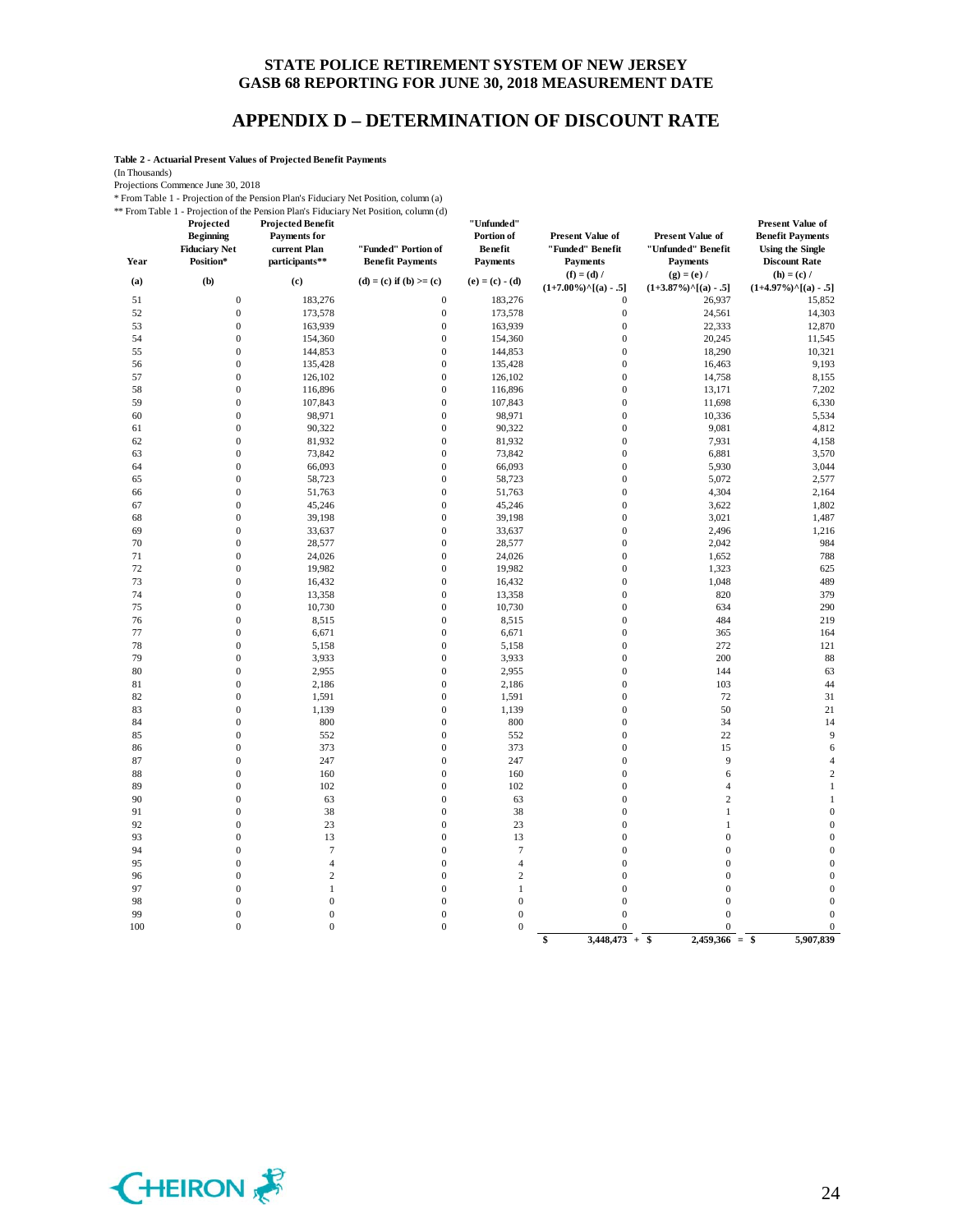# APPENDIX D – DETERMINATION OF DISCOUNT RATE

**Table 2 - Actuarial Present Values of Projected Benefit Payments**

(In Thousands)

Projections Commence June 30, 2018

\* From Table 1 - Projection of the Pension Plan's Fiduciary Net Position, column (a)

\*\* From Table 1 - Projection of the Pension Plan's Fiduciary Net Position, column (d)

| Year | Projected Beginning Fiduciary Net Position* | Projected Benefit Payments for current Plan participants** | "Funded" Portion of Benefit Payments | "Unfunded" Portion of Benefit Payments | Present Value of "Funded" Benefit Payments | Present Value of "Unfunded" Benefit Payments | Present Value of Benefit Payments Using the Single Discount Rate |
|---|---|---|---|---|---|---|---|
| (a) | (b) | (c) | (d) = (c) if (b) >= (c) | (e) = (c) - (d) | (f) = (d) / (1+7.00%)^[(a) - .5] | (g) = (e) / (1+3.87%)^[(a) - .5] | (h) = (c) / (1+4.97%)^[(a) - .5] |
| 51 | 0 | 183,276 | 0 | 183,276 | 0 | 26,937 | 15,852 |
| 52 | 0 | 173,578 | 0 | 173,578 | 0 | 24,561 | 14,303 |
| 53 | 0 | 163,939 | 0 | 163,939 | 0 | 22,333 | 12,870 |
| 54 | 0 | 154,360 | 0 | 154,360 | 0 | 20,245 | 11,545 |
| 55 | 0 | 144,853 | 0 | 144,853 | 0 | 18,290 | 10,321 |
| 56 | 0 | 135,428 | 0 | 135,428 | 0 | 16,463 | 9,193 |
| 57 | 0 | 126,102 | 0 | 126,102 | 0 | 14,758 | 8,155 |
| 58 | 0 | 116,896 | 0 | 116,896 | 0 | 13,171 | 7,202 |
| 59 | 0 | 107,843 | 0 | 107,843 | 0 | 11,698 | 6,330 |
| 60 | 0 | 98,971 | 0 | 98,971 | 0 | 10,336 | 5,534 |
| 61 | 0 | 90,322 | 0 | 90,322 | 0 | 9,081 | 4,812 |
| 62 | 0 | 81,932 | 0 | 81,932 | 0 | 7,931 | 4,158 |
| 63 | 0 | 73,842 | 0 | 73,842 | 0 | 6,881 | 3,570 |
| 64 | 0 | 66,093 | 0 | 66,093 | 0 | 5,930 | 3,044 |
| 65 | 0 | 58,723 | 0 | 58,723 | 0 | 5,072 | 2,577 |
| 66 | 0 | 51,763 | 0 | 51,763 | 0 | 4,304 | 2,164 |
| 67 | 0 | 45,246 | 0 | 45,246 | 0 | 3,622 | 1,802 |
| 68 | 0 | 39,198 | 0 | 39,198 | 0 | 3,021 | 1,487 |
| 69 | 0 | 33,637 | 0 | 33,637 | 0 | 2,496 | 1,216 |
| 70 | 0 | 28,577 | 0 | 28,577 | 0 | 2,042 | 984 |
| 71 | 0 | 24,026 | 0 | 24,026 | 0 | 1,652 | 788 |
| 72 | 0 | 19,982 | 0 | 19,982 | 0 | 1,323 | 625 |
| 73 | 0 | 16,432 | 0 | 16,432 | 0 | 1,048 | 489 |
| 74 | 0 | 13,358 | 0 | 13,358 | 0 | 820 | 379 |
| 75 | 0 | 10,730 | 0 | 10,730 | 0 | 634 | 290 |
| 76 | 0 | 8,515 | 0 | 8,515 | 0 | 484 | 219 |
| 77 | 0 | 6,671 | 0 | 6,671 | 0 | 365 | 164 |
| 78 | 0 | 5,158 | 0 | 5,158 | 0 | 272 | 121 |
| 79 | 0 | 3,933 | 0 | 3,933 | 0 | 200 | 88 |
| 80 | 0 | 2,955 | 0 | 2,955 | 0 | 144 | 63 |
| 81 | 0 | 2,186 | 0 | 2,186 | 0 | 103 | 44 |
| 82 | 0 | 1,591 | 0 | 1,591 | 0 | 72 | 31 |
| 83 | 0 | 1,139 | 0 | 1,139 | 0 | 50 | 21 |
| 84 | 0 | 800 | 0 | 800 | 0 | 34 | 14 |
| 85 | 0 | 552 | 0 | 552 | 0 | 22 | 9 |
| 86 | 0 | 373 | 0 | 373 | 0 | 15 | 6 |
| 87 | 0 | 247 | 0 | 247 | 0 | 9 | 4 |
| 88 | 0 | 160 | 0 | 160 | 0 | 6 | 2 |
| 89 | 0 | 102 | 0 | 102 | 0 | 4 | 1 |
| 90 | 0 | 63 | 0 | 63 | 0 | 2 | 1 |
| 91 | 0 | 38 | 0 | 38 | 0 | 1 | 0 |
| 92 | 0 | 23 | 0 | 23 | 0 | 1 | 0 |
| 93 | 0 | 13 | 0 | 13 | 0 | 0 | 0 |
| 94 | 0 | 7 | 0 | 7 | 0 | 0 | 0 |
| 95 | 0 | 4 | 0 | 4 | 0 | 0 | 0 |
| 96 | 0 | 2 | 0 | 2 | 0 | 0 | 0 |
| 97 | 0 | 1 | 0 | 1 | 0 | 0 | 0 |
| 98 | 0 | 0 | 0 | 0 | 0 | 0 | 0 |
| 99 | 0 | 0 | 0 | 0 | 0 | 0 | 0 |
| 100 | 0 | 0 | 0 | 0 | 0 | 0 | 0 |
| | | | | | $ 3,448,473 + | $ 2,459,366 = | $ 5,907,839 |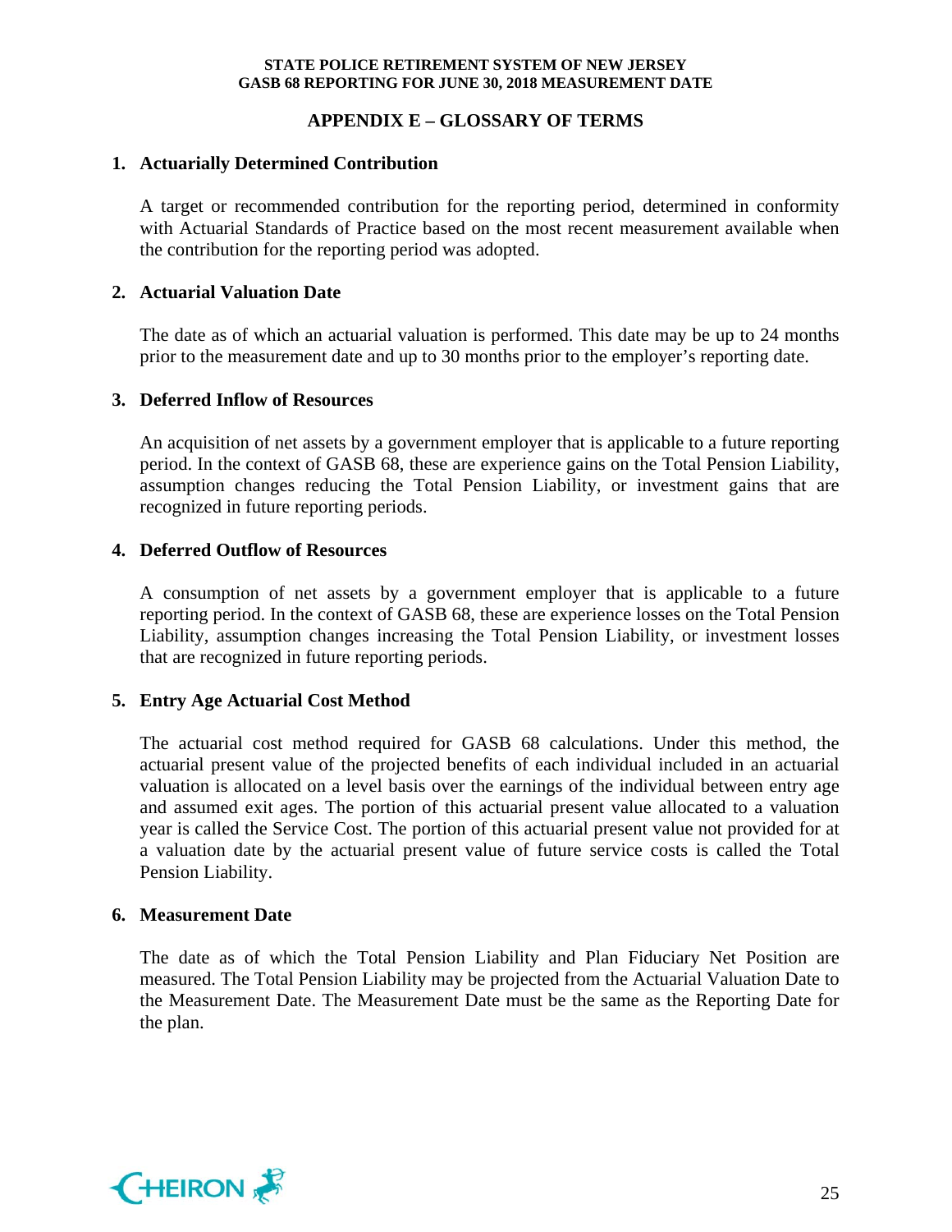## APPENDIX E – GLOSSARY OF TERMS

### 1. Actuarially Determined Contribution

A target or recommended contribution for the reporting period, determined in conformity with Actuarial Standards of Practice based on the most recent measurement available when the contribution for the reporting period was adopted.

### 2. Actuarial Valuation Date

The date as of which an actuarial valuation is performed. This date may be up to 24 months prior to the measurement date and up to 30 months prior to the employer's reporting date.

### 3. Deferred Inflow of Resources

An acquisition of net assets by a government employer that is applicable to a future reporting period. In the context of GASB 68, these are experience gains on the Total Pension Liability, assumption changes reducing the Total Pension Liability, or investment gains that are recognized in future reporting periods.

### 4. Deferred Outflow of Resources

A consumption of net assets by a government employer that is applicable to a future reporting period. In the context of GASB 68, these are experience losses on the Total Pension Liability, assumption changes increasing the Total Pension Liability, or investment losses that are recognized in future reporting periods.

### 5. Entry Age Actuarial Cost Method

The actuarial cost method required for GASB 68 calculations. Under this method, the actuarial present value of the projected benefits of each individual included in an actuarial valuation is allocated on a level basis over the earnings of the individual between entry age and assumed exit ages. The portion of this actuarial present value allocated to a valuation year is called the Service Cost. The portion of this actuarial present value not provided for at a valuation date by the actuarial present value of future service costs is called the Total Pension Liability.

### 6. Measurement Date

The date as of which the Total Pension Liability and Plan Fiduciary Net Position are measured. The Total Pension Liability may be projected from the Actuarial Valuation Date to the Measurement Date. The Measurement Date must be the same as the Reporting Date for the plan.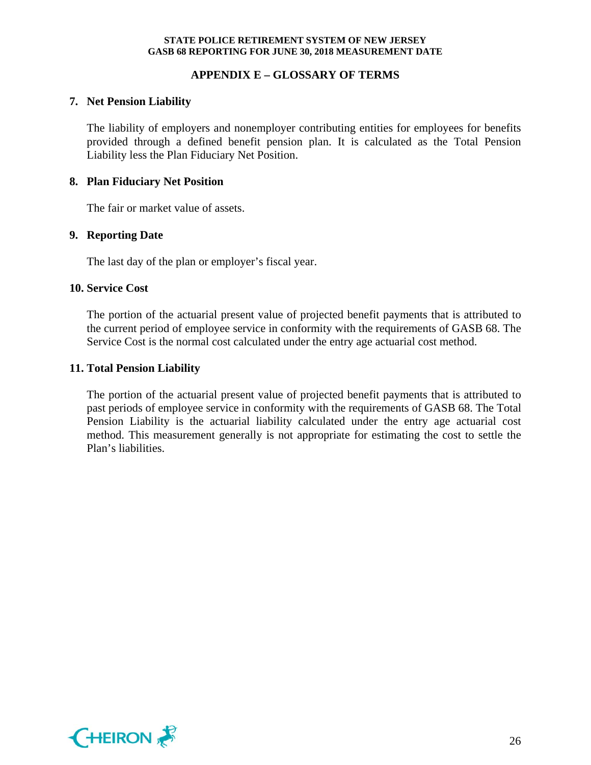## APPENDIX E – GLOSSARY OF TERMS

### 7. Net Pension Liability

The liability of employers and nonemployer contributing entities for employees for benefits provided through a defined benefit pension plan. It is calculated as the Total Pension Liability less the Plan Fiduciary Net Position.

### 8. Plan Fiduciary Net Position

The fair or market value of assets.

### 9. Reporting Date

The last day of the plan or employer's fiscal year.

### 10. Service Cost

The portion of the actuarial present value of projected benefit payments that is attributed to the current period of employee service in conformity with the requirements of GASB 68. The Service Cost is the normal cost calculated under the entry age actuarial cost method.

### 11. Total Pension Liability

The portion of the actuarial present value of projected benefit payments that is attributed to past periods of employee service in conformity with the requirements of GASB 68. The Total Pension Liability is the actuarial liability calculated under the entry age actuarial cost method. This measurement generally is not appropriate for estimating the cost to settle the Plan's liabilities.